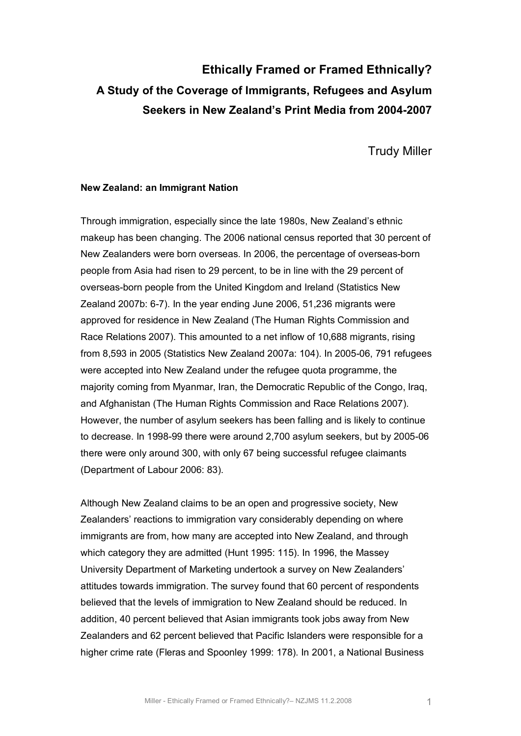# Ethically Framed or Framed Ethnically?
# A Study of the Coverage of Immigrants, Refugees and Asylum Seekers in New Zealand's Print Media from 2004-2007

Trudy Miller

## New Zealand: an Immigrant Nation

Through immigration, especially since the late 1980s, New Zealand's ethnic makeup has been changing. The 2006 national census reported that 30 percent of New Zealanders were born overseas. In 2006, the percentage of overseas-born people from Asia had risen to 29 percent, to be in line with the 29 percent of overseas-born people from the United Kingdom and Ireland (Statistics New Zealand 2007b: 6-7). In the year ending June 2006, 51,236 migrants were approved for residence in New Zealand (The Human Rights Commission and Race Relations 2007). This amounted to a net inflow of 10,688 migrants, rising from 8,593 in 2005 (Statistics New Zealand 2007a: 104). In 2005-06, 791 refugees were accepted into New Zealand under the refugee quota programme, the majority coming from Myanmar, Iran, the Democratic Republic of the Congo, Iraq, and Afghanistan (The Human Rights Commission and Race Relations 2007). However, the number of asylum seekers has been falling and is likely to continue to decrease. In 1998-99 there were around 2,700 asylum seekers, but by 2005-06 there were only around 300, with only 67 being successful refugee claimants (Department of Labour 2006: 83).

Although New Zealand claims to be an open and progressive society, New Zealanders' reactions to immigration vary considerably depending on where immigrants are from, how many are accepted into New Zealand, and through which category they are admitted (Hunt 1995: 115). In 1996, the Massey University Department of Marketing undertook a survey on New Zealanders' attitudes towards immigration. The survey found that 60 percent of respondents believed that the levels of immigration to New Zealand should be reduced. In addition, 40 percent believed that Asian immigrants took jobs away from New Zealanders and 62 percent believed that Pacific Islanders were responsible for a higher crime rate (Fleras and Spoonley 1999: 178). In 2001, a National Business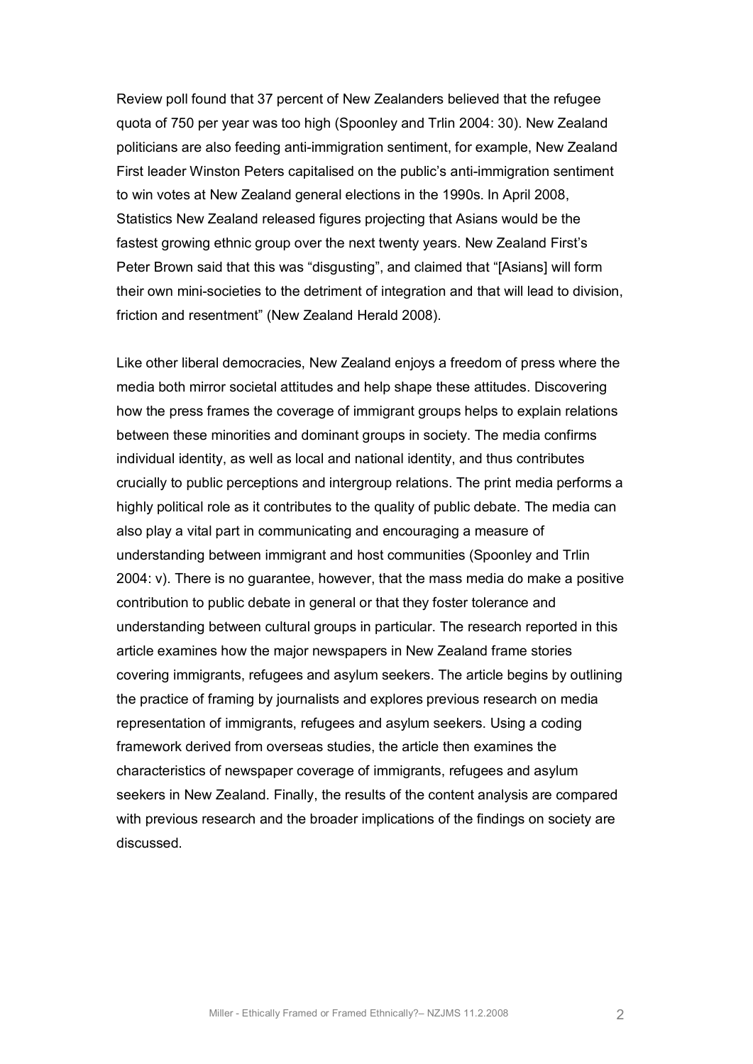Review poll found that 37 percent of New Zealanders believed that the refugee quota of 750 per year was too high (Spoonley and Trlin 2004: 30). New Zealand politicians are also feeding anti-immigration sentiment, for example, New Zealand First leader Winston Peters capitalised on the public's anti-immigration sentiment to win votes at New Zealand general elections in the 1990s. In April 2008, Statistics New Zealand released figures projecting that Asians would be the fastest growing ethnic group over the next twenty years. New Zealand First's Peter Brown said that this was "disgusting", and claimed that "[Asians] will form their own mini-societies to the detriment of integration and that will lead to division, friction and resentment" (New Zealand Herald 2008).

Like other liberal democracies, New Zealand enjoys a freedom of press where the media both mirror societal attitudes and help shape these attitudes. Discovering how the press frames the coverage of immigrant groups helps to explain relations between these minorities and dominant groups in society. The media confirms individual identity, as well as local and national identity, and thus contributes crucially to public perceptions and intergroup relations. The print media performs a highly political role as it contributes to the quality of public debate. The media can also play a vital part in communicating and encouraging a measure of understanding between immigrant and host communities (Spoonley and Trlin 2004: v). There is no guarantee, however, that the mass media do make a positive contribution to public debate in general or that they foster tolerance and understanding between cultural groups in particular. The research reported in this article examines how the major newspapers in New Zealand frame stories covering immigrants, refugees and asylum seekers. The article begins by outlining the practice of framing by journalists and explores previous research on media representation of immigrants, refugees and asylum seekers. Using a coding framework derived from overseas studies, the article then examines the characteristics of newspaper coverage of immigrants, refugees and asylum seekers in New Zealand. Finally, the results of the content analysis are compared with previous research and the broader implications of the findings on society are discussed.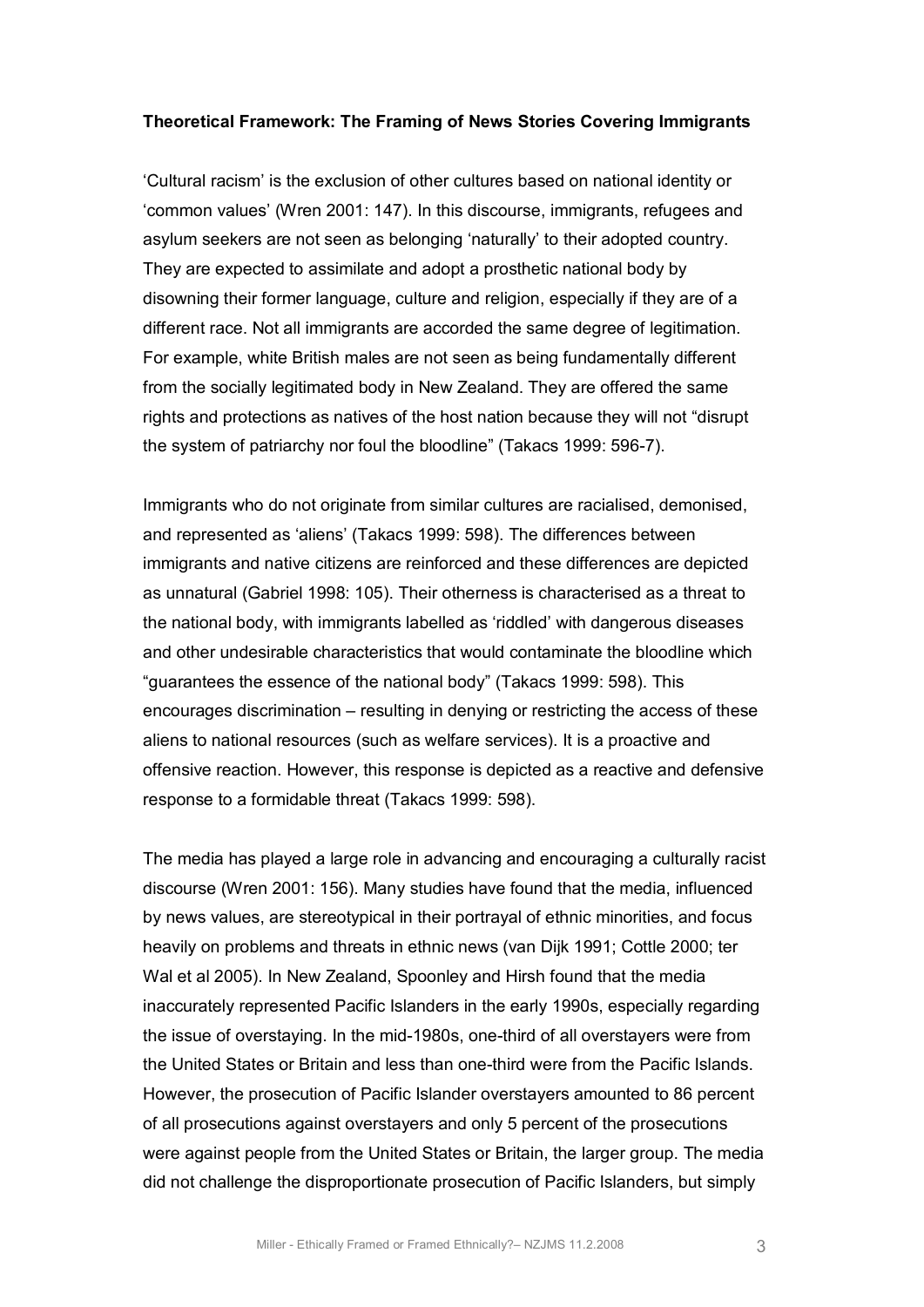**Theoretical Framework: The Framing of News Stories Covering Immigrants**

'Cultural racism' is the exclusion of other cultures based on national identity or 'common values' (Wren 2001: 147). In this discourse, immigrants, refugees and asylum seekers are not seen as belonging 'naturally' to their adopted country. They are expected to assimilate and adopt a prosthetic national body by disowning their former language, culture and religion, especially if they are of a different race. Not all immigrants are accorded the same degree of legitimation. For example, white British males are not seen as being fundamentally different from the socially legitimated body in New Zealand. They are offered the same rights and protections as natives of the host nation because they will not "disrupt the system of patriarchy nor foul the bloodline" (Takacs 1999: 596-7).

Immigrants who do not originate from similar cultures are racialised, demonised, and represented as 'aliens' (Takacs 1999: 598). The differences between immigrants and native citizens are reinforced and these differences are depicted as unnatural (Gabriel 1998: 105). Their otherness is characterised as a threat to the national body, with immigrants labelled as 'riddled' with dangerous diseases and other undesirable characteristics that would contaminate the bloodline which "guarantees the essence of the national body" (Takacs 1999: 598). This encourages discrimination – resulting in denying or restricting the access of these aliens to national resources (such as welfare services). It is a proactive and offensive reaction. However, this response is depicted as a reactive and defensive response to a formidable threat (Takacs 1999: 598).

The media has played a large role in advancing and encouraging a culturally racist discourse (Wren 2001: 156). Many studies have found that the media, influenced by news values, are stereotypical in their portrayal of ethnic minorities, and focus heavily on problems and threats in ethnic news (van Dijk 1991; Cottle 2000; ter Wal et al 2005). In New Zealand, Spoonley and Hirsh found that the media inaccurately represented Pacific Islanders in the early 1990s, especially regarding the issue of overstaying. In the mid-1980s, one-third of all overstayers were from the United States or Britain and less than one-third were from the Pacific Islands. However, the prosecution of Pacific Islander overstayers amounted to 86 percent of all prosecutions against overstayers and only 5 percent of the prosecutions were against people from the United States or Britain, the larger group. The media did not challenge the disproportionate prosecution of Pacific Islanders, but simply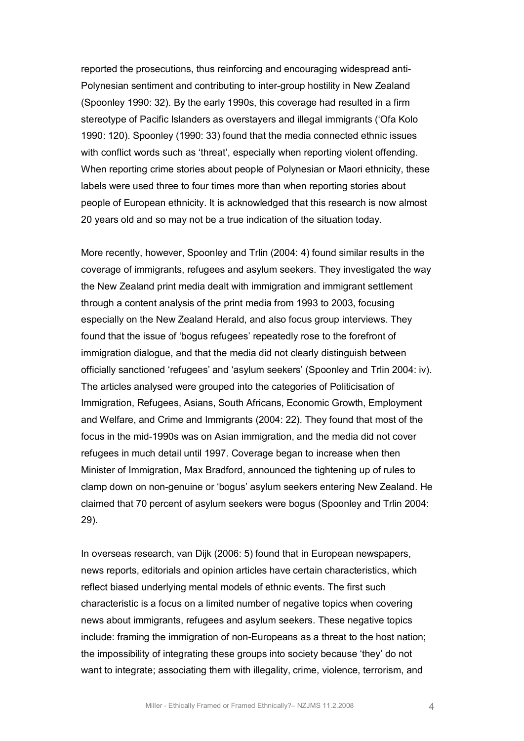reported the prosecutions, thus reinforcing and encouraging widespread anti-Polynesian sentiment and contributing to inter-group hostility in New Zealand (Spoonley 1990: 32). By the early 1990s, this coverage had resulted in a firm stereotype of Pacific Islanders as overstayers and illegal immigrants ('Ofa Kolo 1990: 120). Spoonley (1990: 33) found that the media connected ethnic issues with conflict words such as 'threat', especially when reporting violent offending. When reporting crime stories about people of Polynesian or Maori ethnicity, these labels were used three to four times more than when reporting stories about people of European ethnicity. It is acknowledged that this research is now almost 20 years old and so may not be a true indication of the situation today.

More recently, however, Spoonley and Trlin (2004: 4) found similar results in the coverage of immigrants, refugees and asylum seekers. They investigated the way the New Zealand print media dealt with immigration and immigrant settlement through a content analysis of the print media from 1993 to 2003, focusing especially on the New Zealand Herald, and also focus group interviews. They found that the issue of 'bogus refugees' repeatedly rose to the forefront of immigration dialogue, and that the media did not clearly distinguish between officially sanctioned 'refugees' and 'asylum seekers' (Spoonley and Trlin 2004: iv). The articles analysed were grouped into the categories of Politicisation of Immigration, Refugees, Asians, South Africans, Economic Growth, Employment and Welfare, and Crime and Immigrants (2004: 22). They found that most of the focus in the mid-1990s was on Asian immigration, and the media did not cover refugees in much detail until 1997. Coverage began to increase when then Minister of Immigration, Max Bradford, announced the tightening up of rules to clamp down on non-genuine or 'bogus' asylum seekers entering New Zealand. He claimed that 70 percent of asylum seekers were bogus (Spoonley and Trlin 2004: 29).

In overseas research, van Dijk (2006: 5) found that in European newspapers, news reports, editorials and opinion articles have certain characteristics, which reflect biased underlying mental models of ethnic events. The first such characteristic is a focus on a limited number of negative topics when covering news about immigrants, refugees and asylum seekers. These negative topics include: framing the immigration of non-Europeans as a threat to the host nation; the impossibility of integrating these groups into society because 'they' do not want to integrate; associating them with illegality, crime, violence, terrorism, and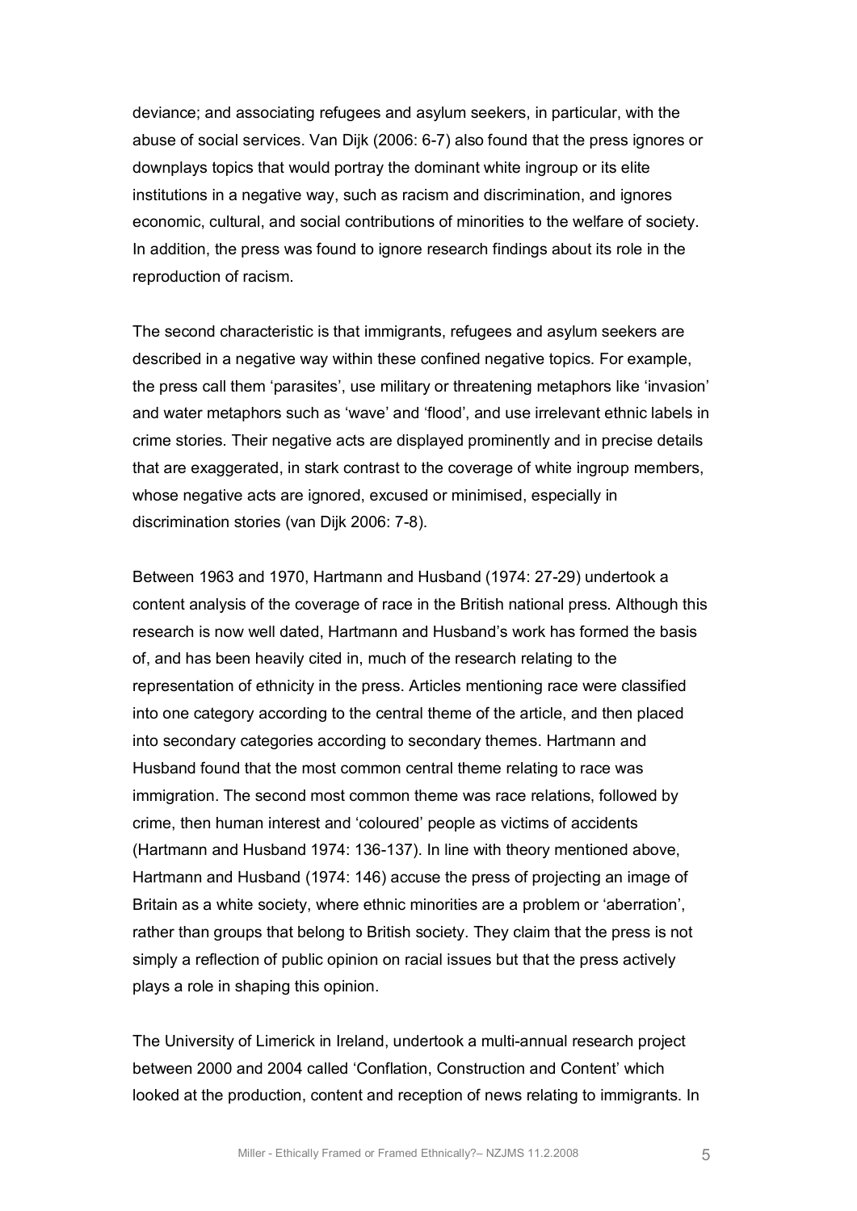deviance; and associating refugees and asylum seekers, in particular, with the abuse of social services. Van Dijk (2006: 6-7) also found that the press ignores or downplays topics that would portray the dominant white ingroup or its elite institutions in a negative way, such as racism and discrimination, and ignores economic, cultural, and social contributions of minorities to the welfare of society. In addition, the press was found to ignore research findings about its role in the reproduction of racism.

The second characteristic is that immigrants, refugees and asylum seekers are described in a negative way within these confined negative topics. For example, the press call them 'parasites', use military or threatening metaphors like 'invasion' and water metaphors such as 'wave' and 'flood', and use irrelevant ethnic labels in crime stories. Their negative acts are displayed prominently and in precise details that are exaggerated, in stark contrast to the coverage of white ingroup members, whose negative acts are ignored, excused or minimised, especially in discrimination stories (van Dijk 2006: 7-8).

Between 1963 and 1970, Hartmann and Husband (1974: 27-29) undertook a content analysis of the coverage of race in the British national press. Although this research is now well dated, Hartmann and Husband's work has formed the basis of, and has been heavily cited in, much of the research relating to the representation of ethnicity in the press. Articles mentioning race were classified into one category according to the central theme of the article, and then placed into secondary categories according to secondary themes. Hartmann and Husband found that the most common central theme relating to race was immigration. The second most common theme was race relations, followed by crime, then human interest and 'coloured' people as victims of accidents (Hartmann and Husband 1974: 136-137). In line with theory mentioned above, Hartmann and Husband (1974: 146) accuse the press of projecting an image of Britain as a white society, where ethnic minorities are a problem or 'aberration', rather than groups that belong to British society. They claim that the press is not simply a reflection of public opinion on racial issues but that the press actively plays a role in shaping this opinion.

The University of Limerick in Ireland, undertook a multi-annual research project between 2000 and 2004 called 'Conflation, Construction and Content' which looked at the production, content and reception of news relating to immigrants. In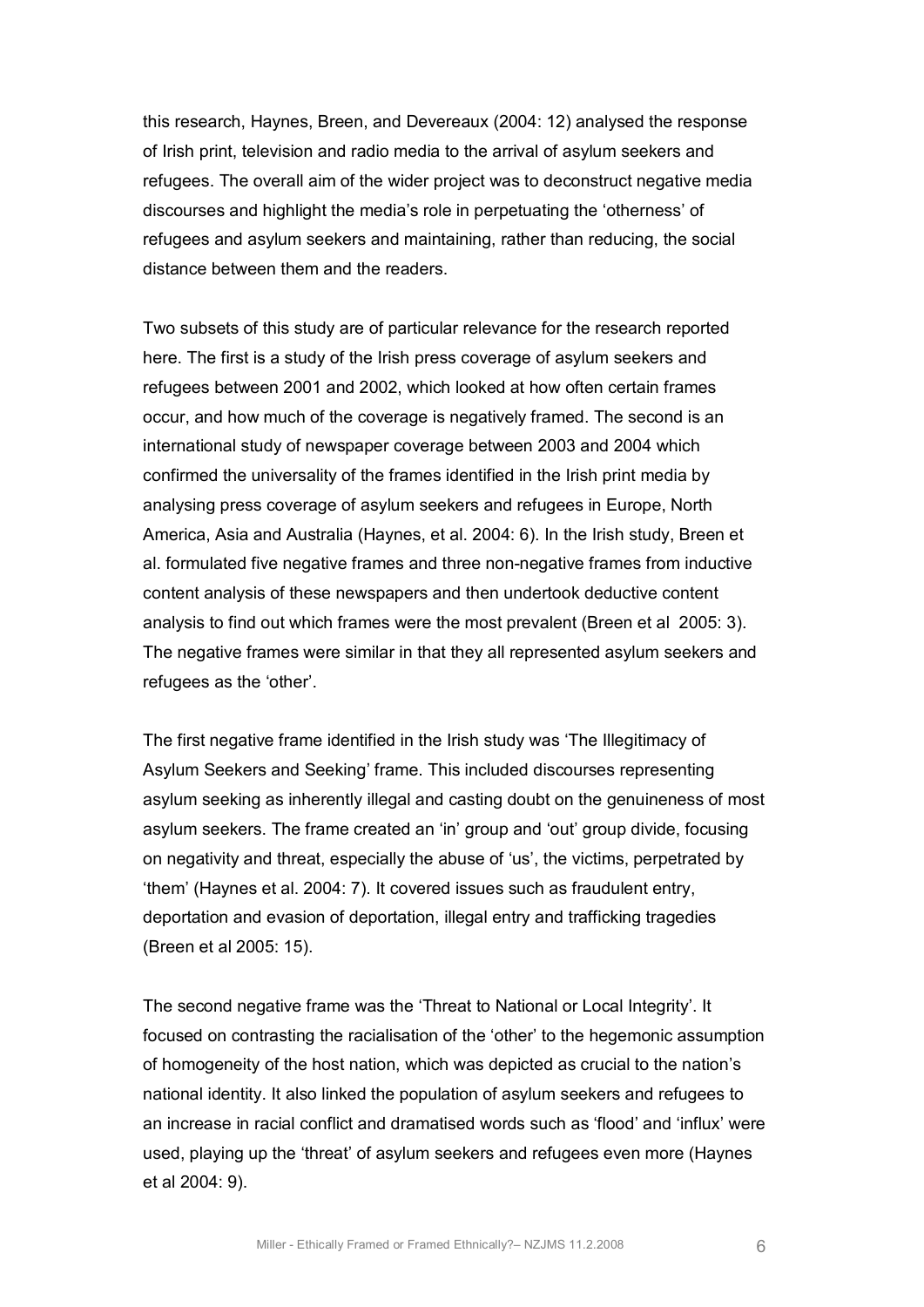this research, Haynes, Breen, and Devereaux (2004: 12) analysed the response of Irish print, television and radio media to the arrival of asylum seekers and refugees. The overall aim of the wider project was to deconstruct negative media discourses and highlight the media's role in perpetuating the 'otherness' of refugees and asylum seekers and maintaining, rather than reducing, the social distance between them and the readers.

Two subsets of this study are of particular relevance for the research reported here. The first is a study of the Irish press coverage of asylum seekers and refugees between 2001 and 2002, which looked at how often certain frames occur, and how much of the coverage is negatively framed. The second is an international study of newspaper coverage between 2003 and 2004 which confirmed the universality of the frames identified in the Irish print media by analysing press coverage of asylum seekers and refugees in Europe, North America, Asia and Australia (Haynes, et al. 2004: 6). In the Irish study, Breen et al. formulated five negative frames and three non-negative frames from inductive content analysis of these newspapers and then undertook deductive content analysis to find out which frames were the most prevalent (Breen et al 2005: 3). The negative frames were similar in that they all represented asylum seekers and refugees as the 'other'.

The first negative frame identified in the Irish study was 'The Illegitimacy of Asylum Seekers and Seeking' frame. This included discourses representing asylum seeking as inherently illegal and casting doubt on the genuineness of most asylum seekers. The frame created an 'in' group and 'out' group divide, focusing on negativity and threat, especially the abuse of 'us', the victims, perpetrated by 'them' (Haynes et al. 2004: 7). It covered issues such as fraudulent entry, deportation and evasion of deportation, illegal entry and trafficking tragedies (Breen et al 2005: 15).

The second negative frame was the 'Threat to National or Local Integrity'. It focused on contrasting the racialisation of the 'other' to the hegemonic assumption of homogeneity of the host nation, which was depicted as crucial to the nation's national identity. It also linked the population of asylum seekers and refugees to an increase in racial conflict and dramatised words such as 'flood' and 'influx' were used, playing up the 'threat' of asylum seekers and refugees even more (Haynes et al 2004: 9).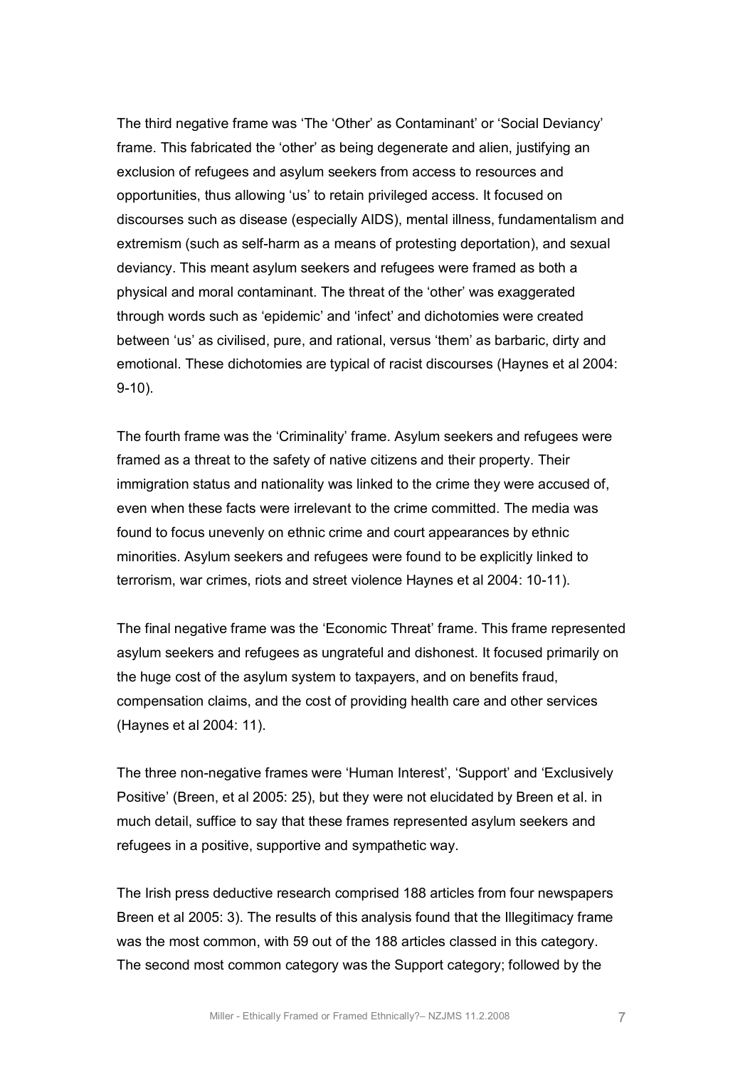The third negative frame was 'The 'Other' as Contaminant' or 'Social Deviancy' frame. This fabricated the 'other' as being degenerate and alien, justifying an exclusion of refugees and asylum seekers from access to resources and opportunities, thus allowing 'us' to retain privileged access. It focused on discourses such as disease (especially AIDS), mental illness, fundamentalism and extremism (such as self-harm as a means of protesting deportation), and sexual deviancy. This meant asylum seekers and refugees were framed as both a physical and moral contaminant. The threat of the 'other' was exaggerated through words such as 'epidemic' and 'infect' and dichotomies were created between 'us' as civilised, pure, and rational, versus 'them' as barbaric, dirty and emotional. These dichotomies are typical of racist discourses (Haynes et al 2004: 9-10).

The fourth frame was the 'Criminality' frame. Asylum seekers and refugees were framed as a threat to the safety of native citizens and their property. Their immigration status and nationality was linked to the crime they were accused of, even when these facts were irrelevant to the crime committed. The media was found to focus unevenly on ethnic crime and court appearances by ethnic minorities. Asylum seekers and refugees were found to be explicitly linked to terrorism, war crimes, riots and street violence Haynes et al 2004: 10-11).

The final negative frame was the 'Economic Threat' frame. This frame represented asylum seekers and refugees as ungrateful and dishonest. It focused primarily on the huge cost of the asylum system to taxpayers, and on benefits fraud, compensation claims, and the cost of providing health care and other services (Haynes et al 2004: 11).

The three non-negative frames were 'Human Interest', 'Support' and 'Exclusively Positive' (Breen, et al 2005: 25), but they were not elucidated by Breen et al. in much detail, suffice to say that these frames represented asylum seekers and refugees in a positive, supportive and sympathetic way.

The Irish press deductive research comprised 188 articles from four newspapers Breen et al 2005: 3). The results of this analysis found that the Illegitimacy frame was the most common, with 59 out of the 188 articles classed in this category. The second most common category was the Support category; followed by the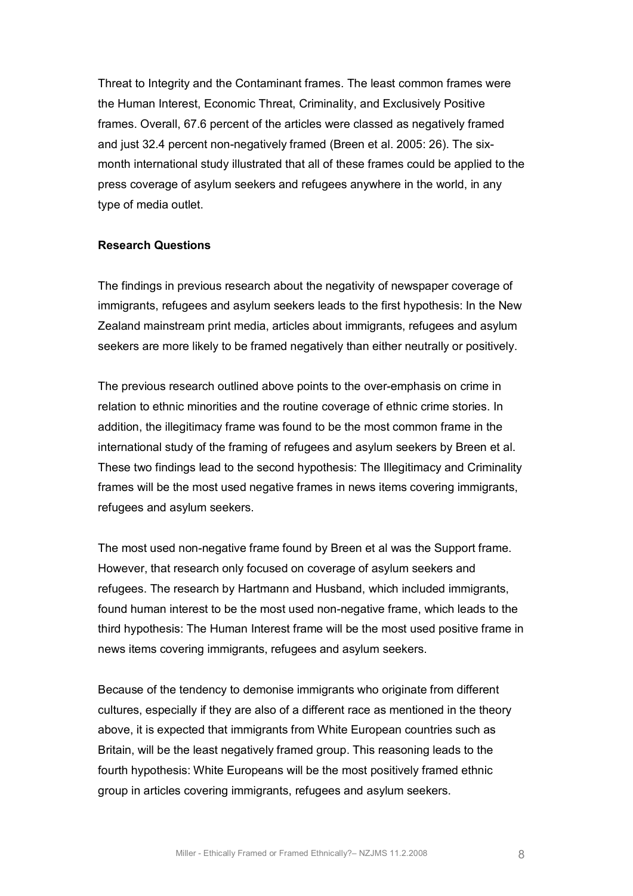Threat to Integrity and the Contaminant frames. The least common frames were the Human Interest, Economic Threat, Criminality, and Exclusively Positive frames. Overall, 67.6 percent of the articles were classed as negatively framed and just 32.4 percent non-negatively framed (Breen et al. 2005: 26). The six-month international study illustrated that all of these frames could be applied to the press coverage of asylum seekers and refugees anywhere in the world, in any type of media outlet.

**Research Questions**

The findings in previous research about the negativity of newspaper coverage of immigrants, refugees and asylum seekers leads to the first hypothesis: In the New Zealand mainstream print media, articles about immigrants, refugees and asylum seekers are more likely to be framed negatively than either neutrally or positively.

The previous research outlined above points to the over-emphasis on crime in relation to ethnic minorities and the routine coverage of ethnic crime stories. In addition, the illegitimacy frame was found to be the most common frame in the international study of the framing of refugees and asylum seekers by Breen et al. These two findings lead to the second hypothesis: The Illegitimacy and Criminality frames will be the most used negative frames in news items covering immigrants, refugees and asylum seekers.

The most used non-negative frame found by Breen et al was the Support frame. However, that research only focused on coverage of asylum seekers and refugees. The research by Hartmann and Husband, which included immigrants, found human interest to be the most used non-negative frame, which leads to the third hypothesis: The Human Interest frame will be the most used positive frame in news items covering immigrants, refugees and asylum seekers.

Because of the tendency to demonise immigrants who originate from different cultures, especially if they are also of a different race as mentioned in the theory above, it is expected that immigrants from White European countries such as Britain, will be the least negatively framed group. This reasoning leads to the fourth hypothesis: White Europeans will be the most positively framed ethnic group in articles covering immigrants, refugees and asylum seekers.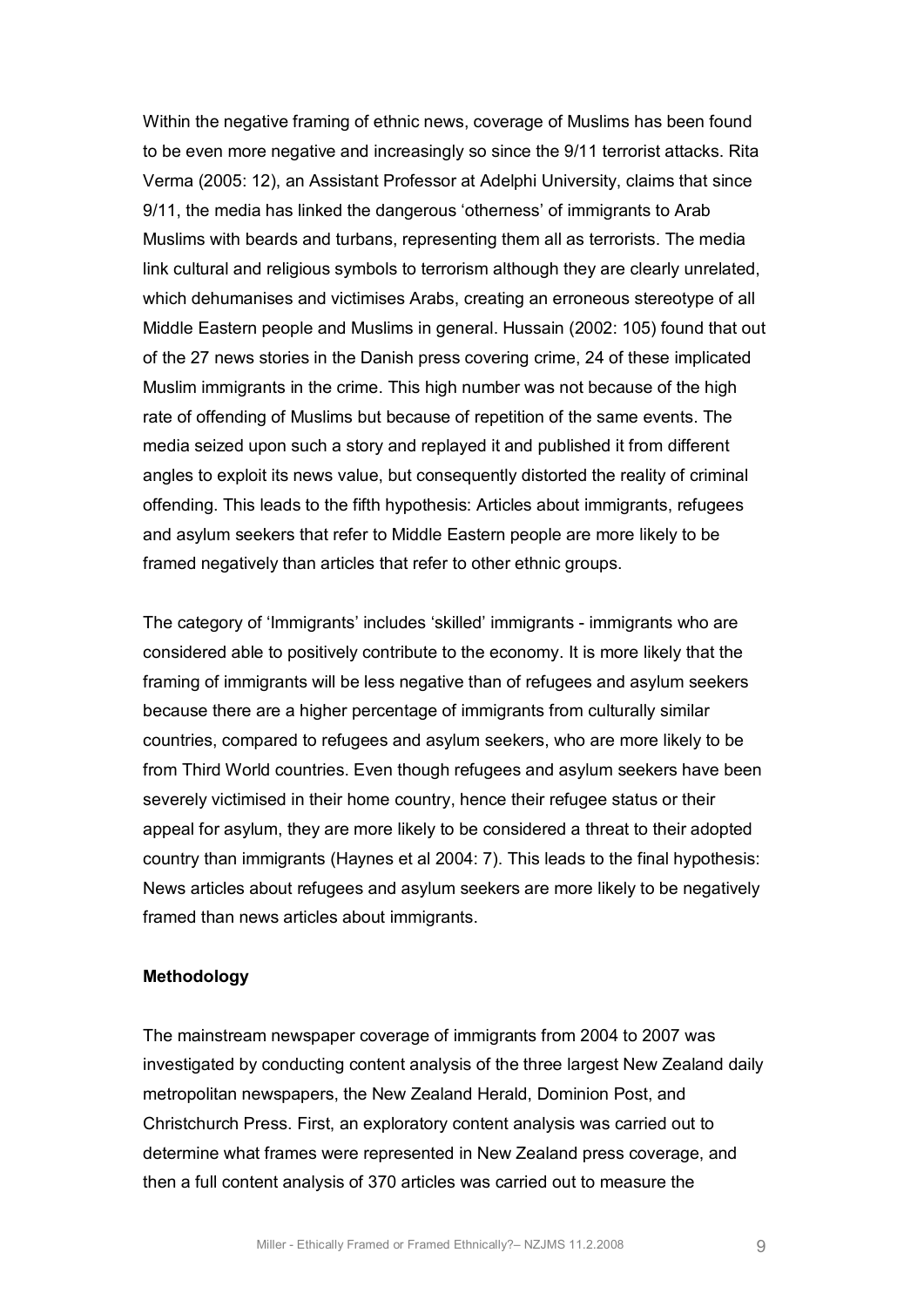Within the negative framing of ethnic news, coverage of Muslims has been found to be even more negative and increasingly so since the 9/11 terrorist attacks. Rita Verma (2005: 12), an Assistant Professor at Adelphi University, claims that since 9/11, the media has linked the dangerous 'otherness' of immigrants to Arab Muslims with beards and turbans, representing them all as terrorists. The media link cultural and religious symbols to terrorism although they are clearly unrelated, which dehumanises and victimises Arabs, creating an erroneous stereotype of all Middle Eastern people and Muslims in general. Hussain (2002: 105) found that out of the 27 news stories in the Danish press covering crime, 24 of these implicated Muslim immigrants in the crime. This high number was not because of the high rate of offending of Muslims but because of repetition of the same events. The media seized upon such a story and replayed it and published it from different angles to exploit its news value, but consequently distorted the reality of criminal offending. This leads to the fifth hypothesis: Articles about immigrants, refugees and asylum seekers that refer to Middle Eastern people are more likely to be framed negatively than articles that refer to other ethnic groups.

The category of 'Immigrants' includes 'skilled' immigrants - immigrants who are considered able to positively contribute to the economy. It is more likely that the framing of immigrants will be less negative than of refugees and asylum seekers because there are a higher percentage of immigrants from culturally similar countries, compared to refugees and asylum seekers, who are more likely to be from Third World countries. Even though refugees and asylum seekers have been severely victimised in their home country, hence their refugee status or their appeal for asylum, they are more likely to be considered a threat to their adopted country than immigrants (Haynes et al 2004: 7). This leads to the final hypothesis: News articles about refugees and asylum seekers are more likely to be negatively framed than news articles about immigrants.

**Methodology**

The mainstream newspaper coverage of immigrants from 2004 to 2007 was investigated by conducting content analysis of the three largest New Zealand daily metropolitan newspapers, the New Zealand Herald, Dominion Post, and Christchurch Press. First, an exploratory content analysis was carried out to determine what frames were represented in New Zealand press coverage, and then a full content analysis of 370 articles was carried out to measure the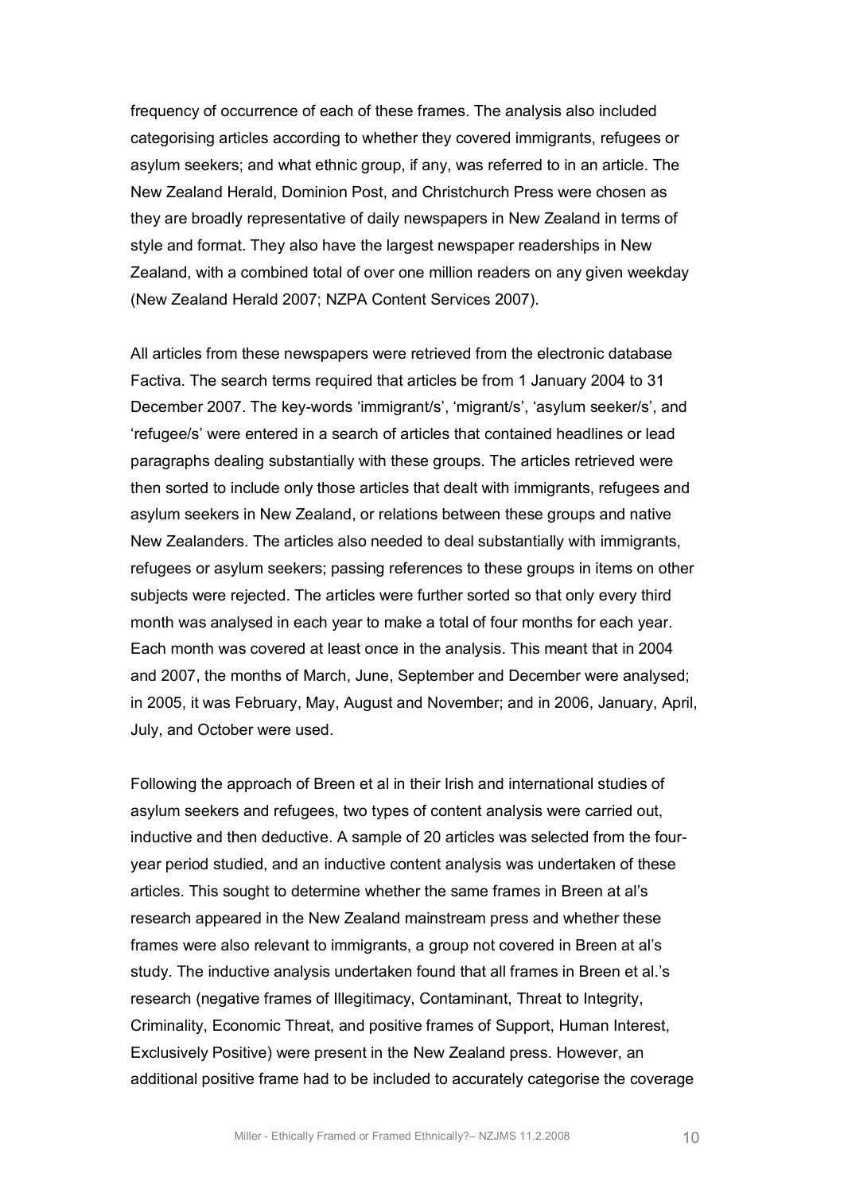frequency of occurrence of each of these frames. The analysis also included categorising articles according to whether they covered immigrants, refugees or asylum seekers; and what ethnic group, if any, was referred to in an article. The New Zealand Herald, Dominion Post, and Christchurch Press were chosen as they are broadly representative of daily newspapers in New Zealand in terms of style and format. They also have the largest newspaper readerships in New Zealand, with a combined total of over one million readers on any given weekday (New Zealand Herald 2007; NZPA Content Services 2007).

All articles from these newspapers were retrieved from the electronic database Factiva. The search terms required that articles be from 1 January 2004 to 31 December 2007. The key-words 'immigrant/s', 'migrant/s', 'asylum seeker/s', and 'refugee/s' were entered in a search of articles that contained headlines or lead paragraphs dealing substantially with these groups. The articles retrieved were then sorted to include only those articles that dealt with immigrants, refugees and asylum seekers in New Zealand, or relations between these groups and native New Zealanders. The articles also needed to deal substantially with immigrants, refugees or asylum seekers; passing references to these groups in items on other subjects were rejected. The articles were further sorted so that only every third month was analysed in each year to make a total of four months for each year. Each month was covered at least once in the analysis. This meant that in 2004 and 2007, the months of March, June, September and December were analysed; in 2005, it was February, May, August and November; and in 2006, January, April, July, and October were used.

Following the approach of Breen et al in their Irish and international studies of asylum seekers and refugees, two types of content analysis were carried out, inductive and then deductive. A sample of 20 articles was selected from the four-year period studied, and an inductive content analysis was undertaken of these articles. This sought to determine whether the same frames in Breen at al's research appeared in the New Zealand mainstream press and whether these frames were also relevant to immigrants, a group not covered in Breen at al's study. The inductive analysis undertaken found that all frames in Breen et al.'s research (negative frames of Illegitimacy, Contaminant, Threat to Integrity, Criminality, Economic Threat, and positive frames of Support, Human Interest, Exclusively Positive) were present in the New Zealand press. However, an additional positive frame had to be included to accurately categorise the coverage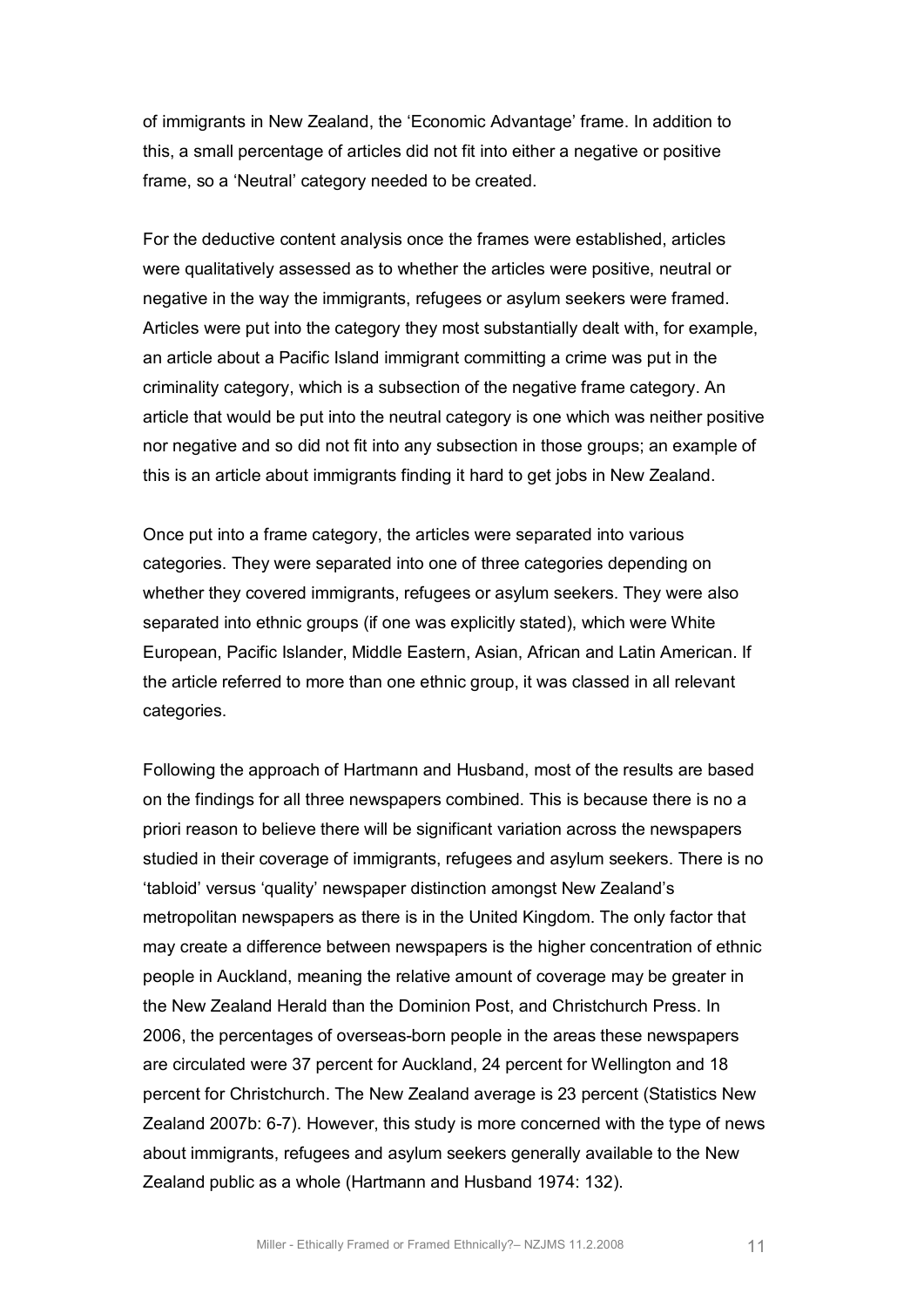of immigrants in New Zealand, the 'Economic Advantage' frame. In addition to this, a small percentage of articles did not fit into either a negative or positive frame, so a 'Neutral' category needed to be created.

For the deductive content analysis once the frames were established, articles were qualitatively assessed as to whether the articles were positive, neutral or negative in the way the immigrants, refugees or asylum seekers were framed. Articles were put into the category they most substantially dealt with, for example, an article about a Pacific Island immigrant committing a crime was put in the criminality category, which is a subsection of the negative frame category. An article that would be put into the neutral category is one which was neither positive nor negative and so did not fit into any subsection in those groups; an example of this is an article about immigrants finding it hard to get jobs in New Zealand.

Once put into a frame category, the articles were separated into various categories. They were separated into one of three categories depending on whether they covered immigrants, refugees or asylum seekers. They were also separated into ethnic groups (if one was explicitly stated), which were White European, Pacific Islander, Middle Eastern, Asian, African and Latin American. If the article referred to more than one ethnic group, it was classed in all relevant categories.

Following the approach of Hartmann and Husband, most of the results are based on the findings for all three newspapers combined. This is because there is no a priori reason to believe there will be significant variation across the newspapers studied in their coverage of immigrants, refugees and asylum seekers. There is no 'tabloid' versus 'quality' newspaper distinction amongst New Zealand's metropolitan newspapers as there is in the United Kingdom. The only factor that may create a difference between newspapers is the higher concentration of ethnic people in Auckland, meaning the relative amount of coverage may be greater in the New Zealand Herald than the Dominion Post, and Christchurch Press. In 2006, the percentages of overseas-born people in the areas these newspapers are circulated were 37 percent for Auckland, 24 percent for Wellington and 18 percent for Christchurch. The New Zealand average is 23 percent (Statistics New Zealand 2007b: 6-7). However, this study is more concerned with the type of news about immigrants, refugees and asylum seekers generally available to the New Zealand public as a whole (Hartmann and Husband 1974: 132).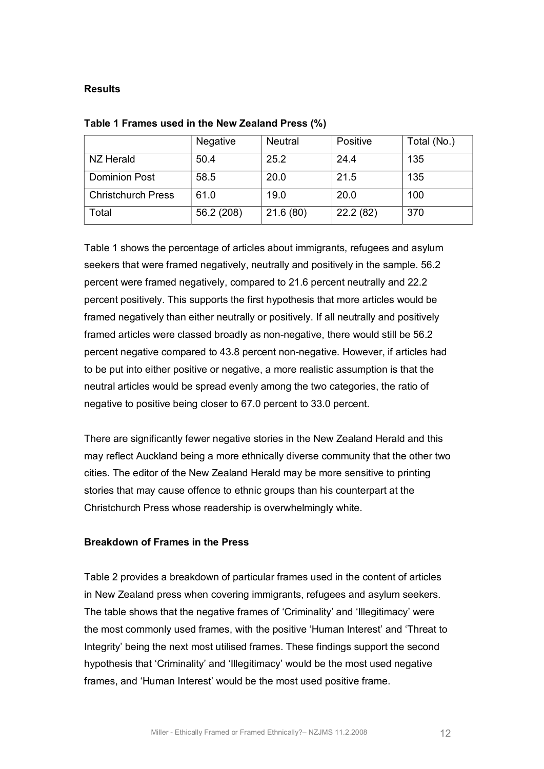**Results**

**Table 1 Frames used in the New Zealand Press (%)**

| | Negative | Neutral | Positive | Total (No.) |
|---|---|---|---|---|
| NZ Herald | 50.4 | 25.2 | 24.4 | 135 |
| Dominion Post | 58.5 | 20.0 | 21.5 | 135 |
| Christchurch Press | 61.0 | 19.0 | 20.0 | 100 |
| Total | 56.2 (208) | 21.6 (80) | 22.2 (82) | 370 |

Table 1 shows the percentage of articles about immigrants, refugees and asylum seekers that were framed negatively, neutrally and positively in the sample. 56.2 percent were framed negatively, compared to 21.6 percent neutrally and 22.2 percent positively. This supports the first hypothesis that more articles would be framed negatively than either neutrally or positively. If all neutrally and positively framed articles were classed broadly as non-negative, there would still be 56.2 percent negative compared to 43.8 percent non-negative. However, if articles had to be put into either positive or negative, a more realistic assumption is that the neutral articles would be spread evenly among the two categories, the ratio of negative to positive being closer to 67.0 percent to 33.0 percent.

There are significantly fewer negative stories in the New Zealand Herald and this may reflect Auckland being a more ethnically diverse community that the other two cities. The editor of the New Zealand Herald may be more sensitive to printing stories that may cause offence to ethnic groups than his counterpart at the Christchurch Press whose readership is overwhelmingly white.

**Breakdown of Frames in the Press**

Table 2 provides a breakdown of particular frames used in the content of articles in New Zealand press when covering immigrants, refugees and asylum seekers. The table shows that the negative frames of 'Criminality' and 'Illegitimacy' were the most commonly used frames, with the positive 'Human Interest' and 'Threat to Integrity' being the next most utilised frames. These findings support the second hypothesis that 'Criminality' and 'Illegitimacy' would be the most used negative frames, and 'Human Interest' would be the most used positive frame.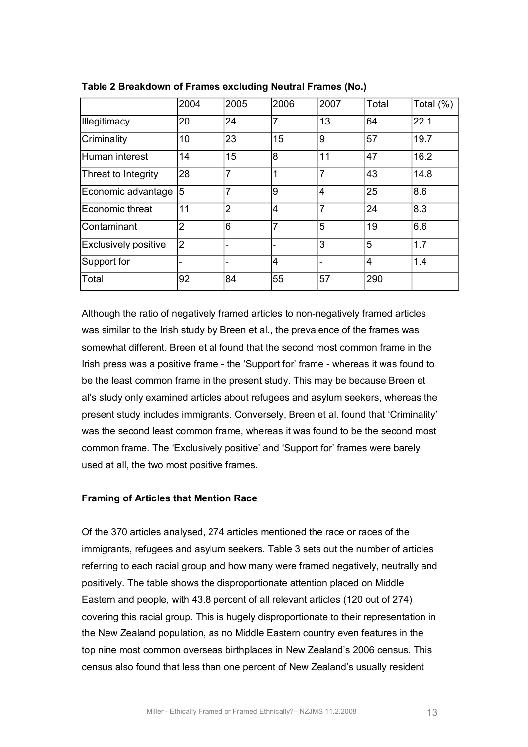**Table 2 Breakdown of Frames excluding Neutral Frames (No.)**

| | 2004 | 2005 | 2006 | 2007 | Total | Total (%) |
|---|---|---|---|---|---|---|
| Illegitimacy | 20 | 24 | 7 | 13 | 64 | 22.1 |
| Criminality | 10 | 23 | 15 | 9 | 57 | 19.7 |
| Human interest | 14 | 15 | 8 | 11 | 47 | 16.2 |
| Threat to Integrity | 28 | 7 | 1 | 7 | 43 | 14.8 |
| Economic advantage | 5 | 7 | 9 | 4 | 25 | 8.6 |
| Economic threat | 11 | 2 | 4 | 7 | 24 | 8.3 |
| Contaminant | 2 | 6 | 7 | 5 | 19 | 6.6 |
| Exclusively positive | 2 | - | - | 3 | 5 | 1.7 |
| Support for | - | - | 4 | - | 4 | 1.4 |
| Total | 92 | 84 | 55 | 57 | 290 | |

Although the ratio of negatively framed articles to non-negatively framed articles was similar to the Irish study by Breen et al., the prevalence of the frames was somewhat different. Breen et al found that the second most common frame in the Irish press was a positive frame - the 'Support for' frame - whereas it was found to be the least common frame in the present study. This may be because Breen et al's study only examined articles about refugees and asylum seekers, whereas the present study includes immigrants. Conversely, Breen et al. found that 'Criminality' was the second least common frame, whereas it was found to be the second most common frame. The 'Exclusively positive' and 'Support for' frames were barely used at all, the two most positive frames.

**Framing of Articles that Mention Race**

Of the 370 articles analysed, 274 articles mentioned the race or races of the immigrants, refugees and asylum seekers. Table 3 sets out the number of articles referring to each racial group and how many were framed negatively, neutrally and positively. The table shows the disproportionate attention placed on Middle Eastern and people, with 43.8 percent of all relevant articles (120 out of 274) covering this racial group. This is hugely disproportionate to their representation in the New Zealand population, as no Middle Eastern country even features in the top nine most common overseas birthplaces in New Zealand's 2006 census. This census also found that less than one percent of New Zealand's usually resident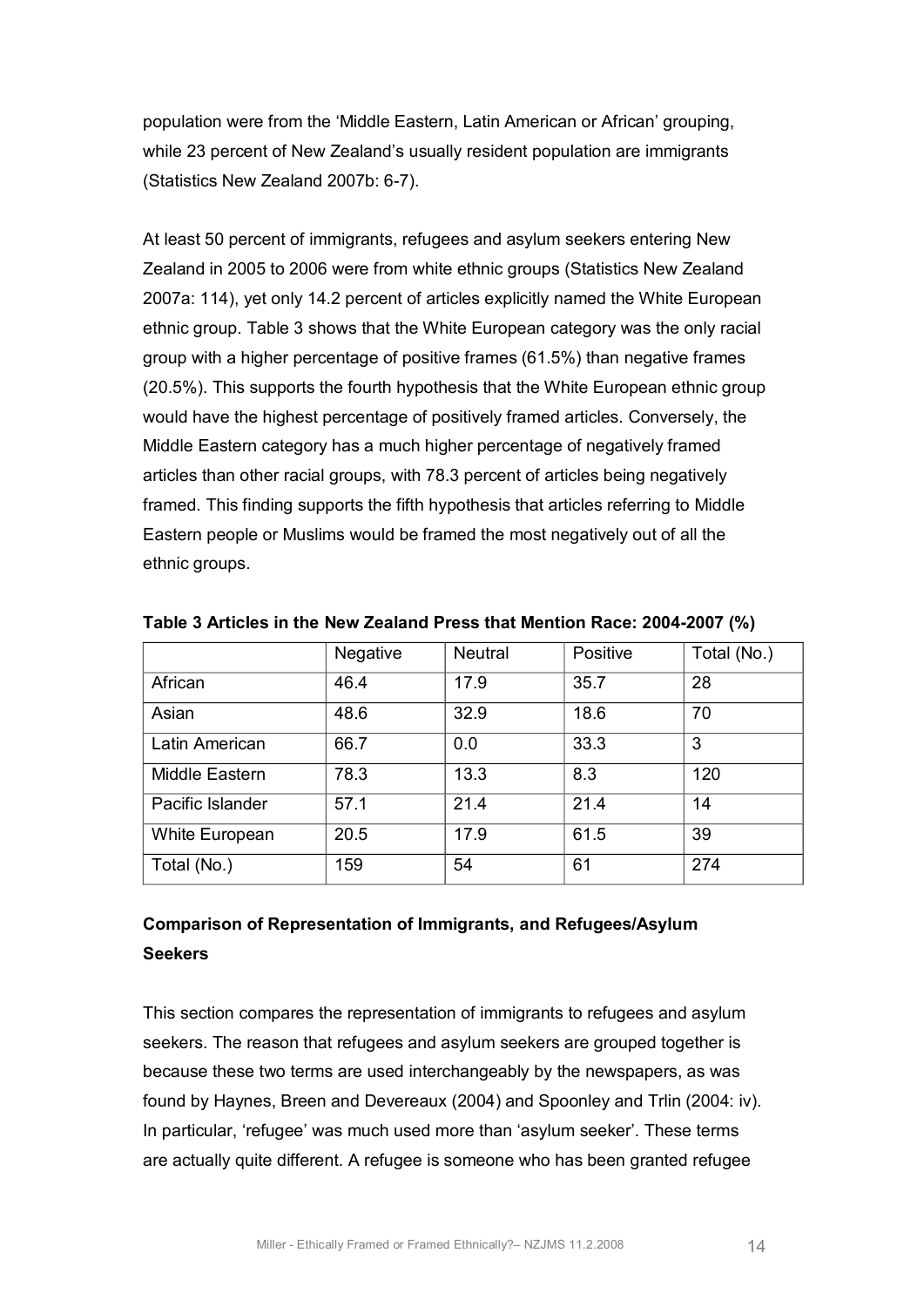population were from the 'Middle Eastern, Latin American or African' grouping, while 23 percent of New Zealand's usually resident population are immigrants (Statistics New Zealand 2007b: 6-7).

At least 50 percent of immigrants, refugees and asylum seekers entering New Zealand in 2005 to 2006 were from white ethnic groups (Statistics New Zealand 2007a: 114), yet only 14.2 percent of articles explicitly named the White European ethnic group. Table 3 shows that the White European category was the only racial group with a higher percentage of positive frames (61.5%) than negative frames (20.5%). This supports the fourth hypothesis that the White European ethnic group would have the highest percentage of positively framed articles. Conversely, the Middle Eastern category has a much higher percentage of negatively framed articles than other racial groups, with 78.3 percent of articles being negatively framed. This finding supports the fifth hypothesis that articles referring to Middle Eastern people or Muslims would be framed the most negatively out of all the ethnic groups.

**Table 3 Articles in the New Zealand Press that Mention Race: 2004-2007 (%)**

| | Negative | Neutral | Positive | Total (No.) |
|---|---|---|---|---|
| African | 46.4 | 17.9 | 35.7 | 28 |
| Asian | 48.6 | 32.9 | 18.6 | 70 |
| Latin American | 66.7 | 0.0 | 33.3 | 3 |
| Middle Eastern | 78.3 | 13.3 | 8.3 | 120 |
| Pacific Islander | 57.1 | 21.4 | 21.4 | 14 |
| White European | 20.5 | 17.9 | 61.5 | 39 |
| Total (No.) | 159 | 54 | 61 | 274 |

## Comparison of Representation of Immigrants, and Refugees/Asylum Seekers

This section compares the representation of immigrants to refugees and asylum seekers. The reason that refugees and asylum seekers are grouped together is because these two terms are used interchangeably by the newspapers, as was found by Haynes, Breen and Devereaux (2004) and Spoonley and Trlin (2004: iv). In particular, 'refugee' was much used more than 'asylum seeker'. These terms are actually quite different. A refugee is someone who has been granted refugee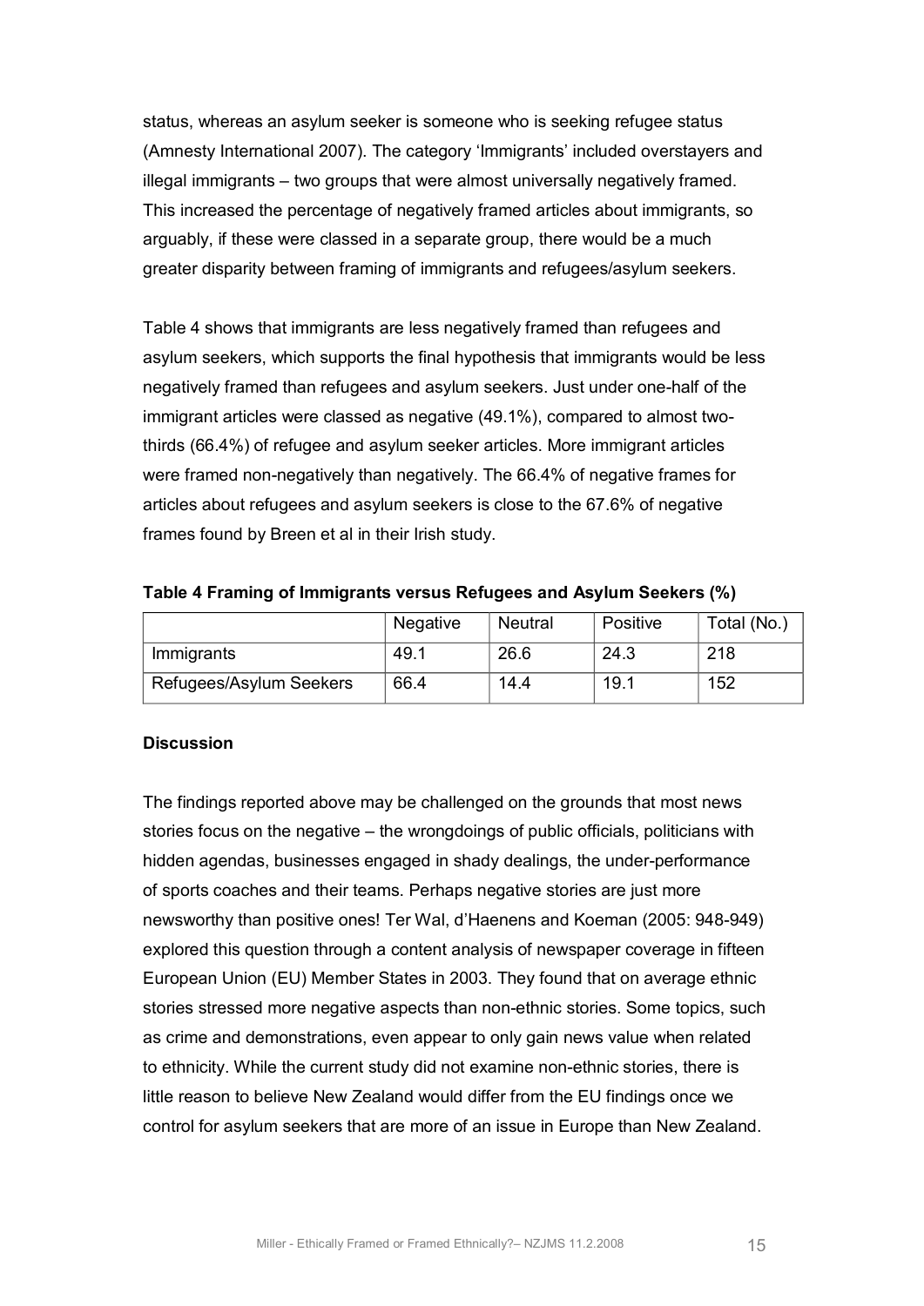status, whereas an asylum seeker is someone who is seeking refugee status (Amnesty International 2007). The category 'Immigrants' included overstayers and illegal immigrants – two groups that were almost universally negatively framed. This increased the percentage of negatively framed articles about immigrants, so arguably, if these were classed in a separate group, there would be a much greater disparity between framing of immigrants and refugees/asylum seekers.

Table 4 shows that immigrants are less negatively framed than refugees and asylum seekers, which supports the final hypothesis that immigrants would be less negatively framed than refugees and asylum seekers. Just under one-half of the immigrant articles were classed as negative (49.1%), compared to almost two-thirds (66.4%) of refugee and asylum seeker articles. More immigrant articles were framed non-negatively than negatively. The 66.4% of negative frames for articles about refugees and asylum seekers is close to the 67.6% of negative frames found by Breen et al in their Irish study.

**Table 4 Framing of Immigrants versus Refugees and Asylum Seekers (%)**

| | Negative | Neutral | Positive | Total (No.) |
|---|---|---|---|---|
| Immigrants | 49.1 | 26.6 | 24.3 | 218 |
| Refugees/Asylum Seekers | 66.4 | 14.4 | 19.1 | 152 |

**Discussion**

The findings reported above may be challenged on the grounds that most news stories focus on the negative – the wrongdoings of public officials, politicians with hidden agendas, businesses engaged in shady dealings, the under-performance of sports coaches and their teams. Perhaps negative stories are just more newsworthy than positive ones! Ter Wal, d'Haenens and Koeman (2005: 948-949) explored this question through a content analysis of newspaper coverage in fifteen European Union (EU) Member States in 2003. They found that on average ethnic stories stressed more negative aspects than non-ethnic stories. Some topics, such as crime and demonstrations, even appear to only gain news value when related to ethnicity. While the current study did not examine non-ethnic stories, there is little reason to believe New Zealand would differ from the EU findings once we control for asylum seekers that are more of an issue in Europe than New Zealand.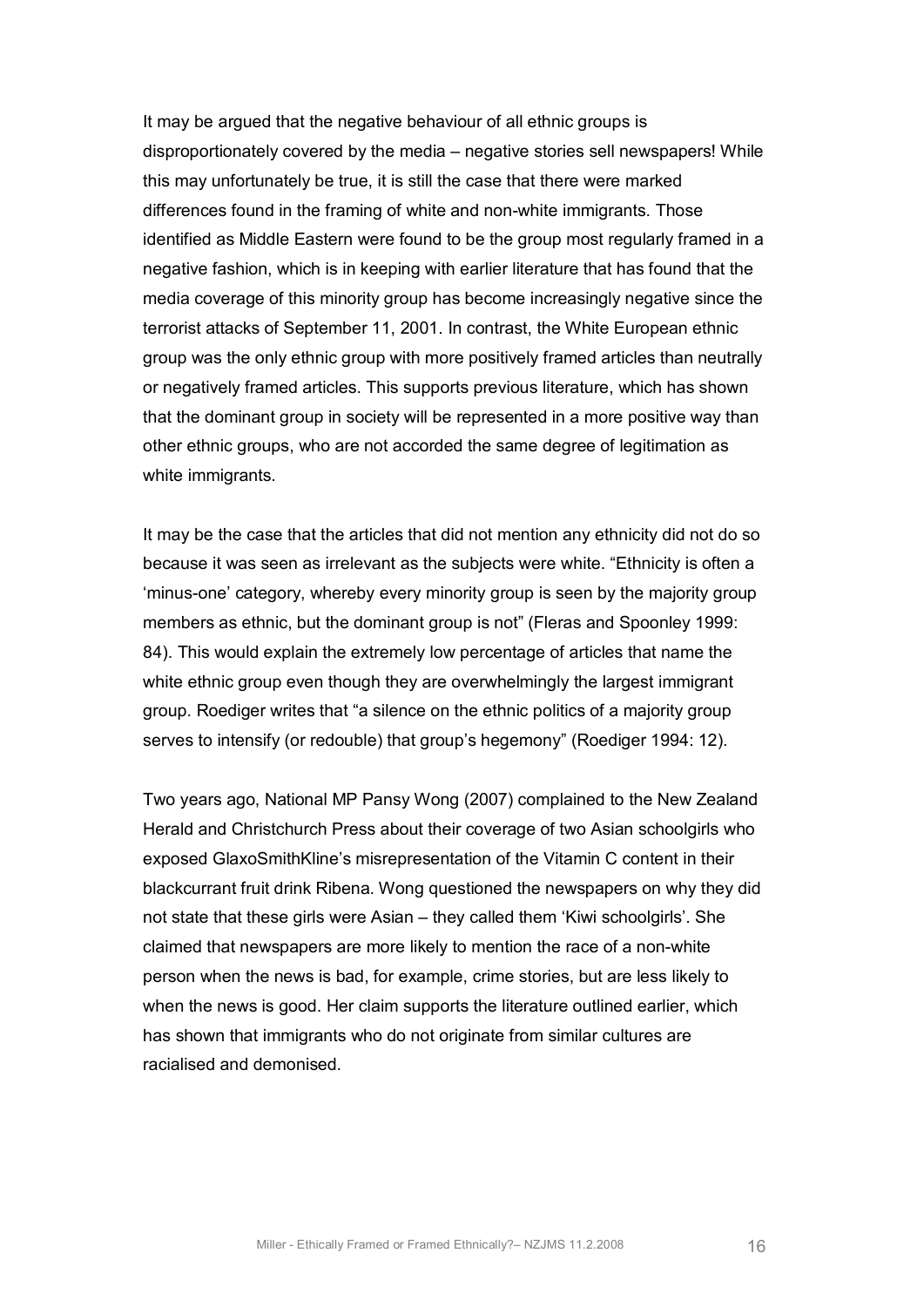It may be argued that the negative behaviour of all ethnic groups is disproportionately covered by the media – negative stories sell newspapers! While this may unfortunately be true, it is still the case that there were marked differences found in the framing of white and non-white immigrants. Those identified as Middle Eastern were found to be the group most regularly framed in a negative fashion, which is in keeping with earlier literature that has found that the media coverage of this minority group has become increasingly negative since the terrorist attacks of September 11, 2001. In contrast, the White European ethnic group was the only ethnic group with more positively framed articles than neutrally or negatively framed articles. This supports previous literature, which has shown that the dominant group in society will be represented in a more positive way than other ethnic groups, who are not accorded the same degree of legitimation as white immigrants.

It may be the case that the articles that did not mention any ethnicity did not do so because it was seen as irrelevant as the subjects were white. "Ethnicity is often a 'minus-one' category, whereby every minority group is seen by the majority group members as ethnic, but the dominant group is not" (Fleras and Spoonley 1999: 84). This would explain the extremely low percentage of articles that name the white ethnic group even though they are overwhelmingly the largest immigrant group. Roediger writes that "a silence on the ethnic politics of a majority group serves to intensify (or redouble) that group's hegemony" (Roediger 1994: 12).

Two years ago, National MP Pansy Wong (2007) complained to the New Zealand Herald and Christchurch Press about their coverage of two Asian schoolgirls who exposed GlaxoSmithKline's misrepresentation of the Vitamin C content in their blackcurrant fruit drink Ribena. Wong questioned the newspapers on why they did not state that these girls were Asian – they called them 'Kiwi schoolgirls'. She claimed that newspapers are more likely to mention the race of a non-white person when the news is bad, for example, crime stories, but are less likely to when the news is good. Her claim supports the literature outlined earlier, which has shown that immigrants who do not originate from similar cultures are racialised and demonised.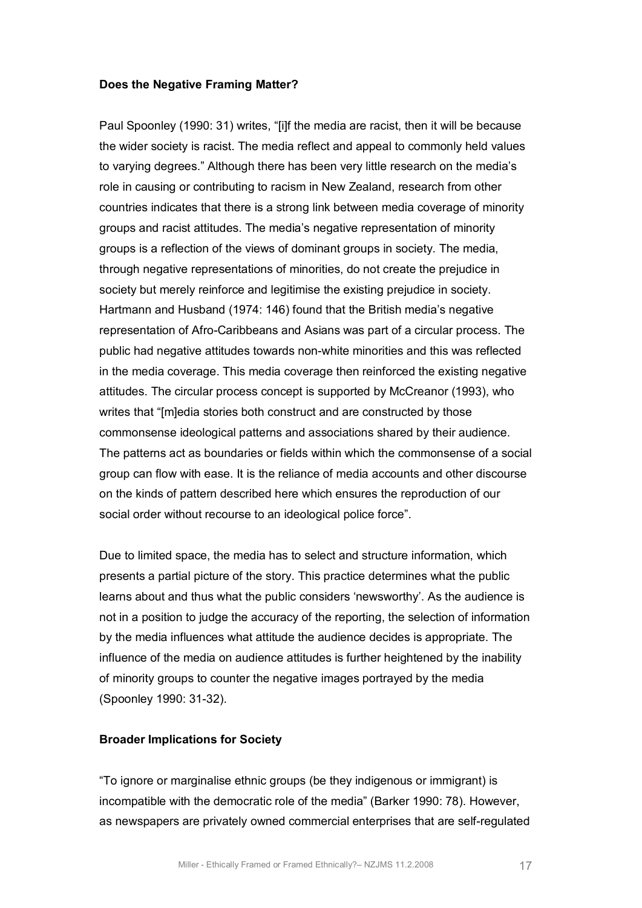**Does the Negative Framing Matter?**

Paul Spoonley (1990: 31) writes, "[i]f the media are racist, then it will be because the wider society is racist. The media reflect and appeal to commonly held values to varying degrees." Although there has been very little research on the media's role in causing or contributing to racism in New Zealand, research from other countries indicates that there is a strong link between media coverage of minority groups and racist attitudes. The media's negative representation of minority groups is a reflection of the views of dominant groups in society. The media, through negative representations of minorities, do not create the prejudice in society but merely reinforce and legitimise the existing prejudice in society. Hartmann and Husband (1974: 146) found that the British media's negative representation of Afro-Caribbeans and Asians was part of a circular process. The public had negative attitudes towards non-white minorities and this was reflected in the media coverage. This media coverage then reinforced the existing negative attitudes. The circular process concept is supported by McCreanor (1993), who writes that "[m]edia stories both construct and are constructed by those commonsense ideological patterns and associations shared by their audience. The patterns act as boundaries or fields within which the commonsense of a social group can flow with ease. It is the reliance of media accounts and other discourse on the kinds of pattern described here which ensures the reproduction of our social order without recourse to an ideological police force".

Due to limited space, the media has to select and structure information, which presents a partial picture of the story. This practice determines what the public learns about and thus what the public considers 'newsworthy'. As the audience is not in a position to judge the accuracy of the reporting, the selection of information by the media influences what attitude the audience decides is appropriate. The influence of the media on audience attitudes is further heightened by the inability of minority groups to counter the negative images portrayed by the media (Spoonley 1990: 31-32).

**Broader Implications for Society**

"To ignore or marginalise ethnic groups (be they indigenous or immigrant) is incompatible with the democratic role of the media" (Barker 1990: 78). However, as newspapers are privately owned commercial enterprises that are self-regulated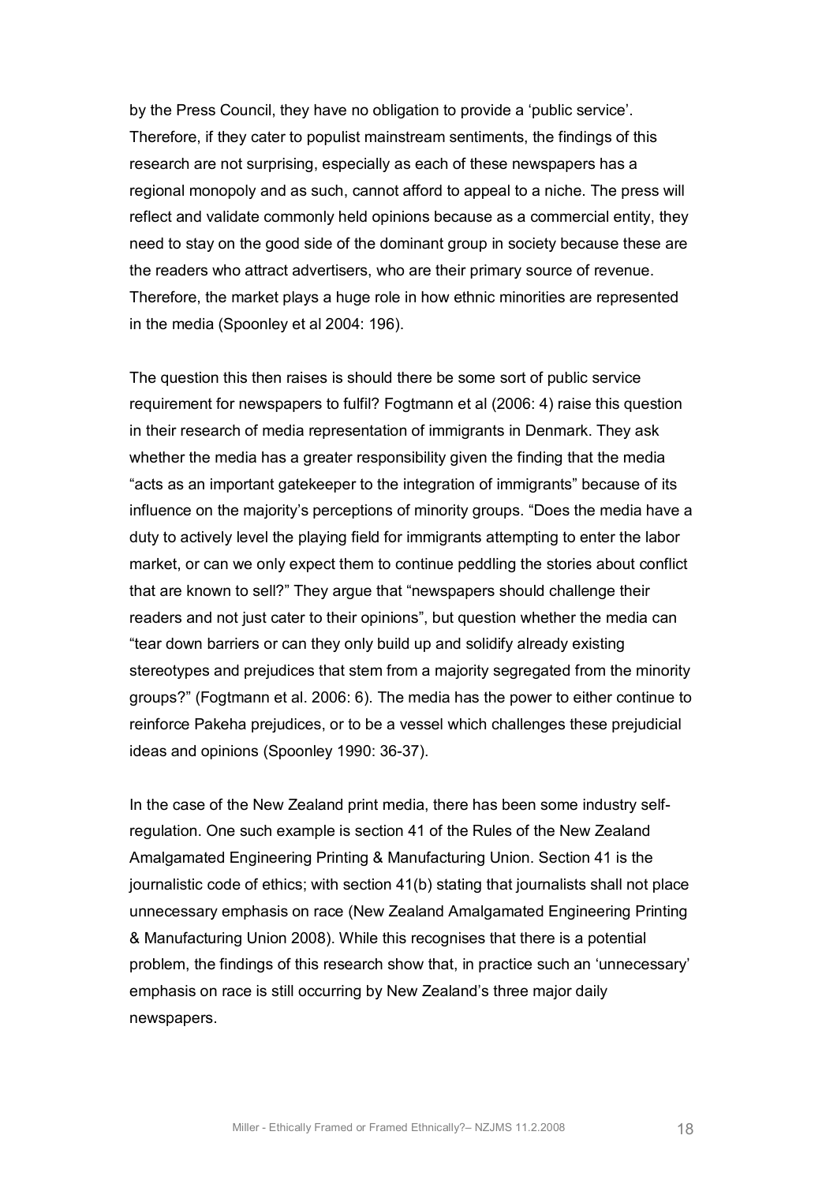by the Press Council, they have no obligation to provide a 'public service'. Therefore, if they cater to populist mainstream sentiments, the findings of this research are not surprising, especially as each of these newspapers has a regional monopoly and as such, cannot afford to appeal to a niche. The press will reflect and validate commonly held opinions because as a commercial entity, they need to stay on the good side of the dominant group in society because these are the readers who attract advertisers, who are their primary source of revenue. Therefore, the market plays a huge role in how ethnic minorities are represented in the media (Spoonley et al 2004: 196).

The question this then raises is should there be some sort of public service requirement for newspapers to fulfil? Fogtmann et al (2006: 4) raise this question in their research of media representation of immigrants in Denmark. They ask whether the media has a greater responsibility given the finding that the media "acts as an important gatekeeper to the integration of immigrants" because of its influence on the majority's perceptions of minority groups. "Does the media have a duty to actively level the playing field for immigrants attempting to enter the labor market, or can we only expect them to continue peddling the stories about conflict that are known to sell?" They argue that "newspapers should challenge their readers and not just cater to their opinions", but question whether the media can "tear down barriers or can they only build up and solidify already existing stereotypes and prejudices that stem from a majority segregated from the minority groups?" (Fogtmann et al. 2006: 6). The media has the power to either continue to reinforce Pakeha prejudices, or to be a vessel which challenges these prejudicial ideas and opinions (Spoonley 1990: 36-37).

In the case of the New Zealand print media, there has been some industry self-regulation. One such example is section 41 of the Rules of the New Zealand Amalgamated Engineering Printing & Manufacturing Union. Section 41 is the journalistic code of ethics; with section 41(b) stating that journalists shall not place unnecessary emphasis on race (New Zealand Amalgamated Engineering Printing & Manufacturing Union 2008). While this recognises that there is a potential problem, the findings of this research show that, in practice such an 'unnecessary' emphasis on race is still occurring by New Zealand's three major daily newspapers.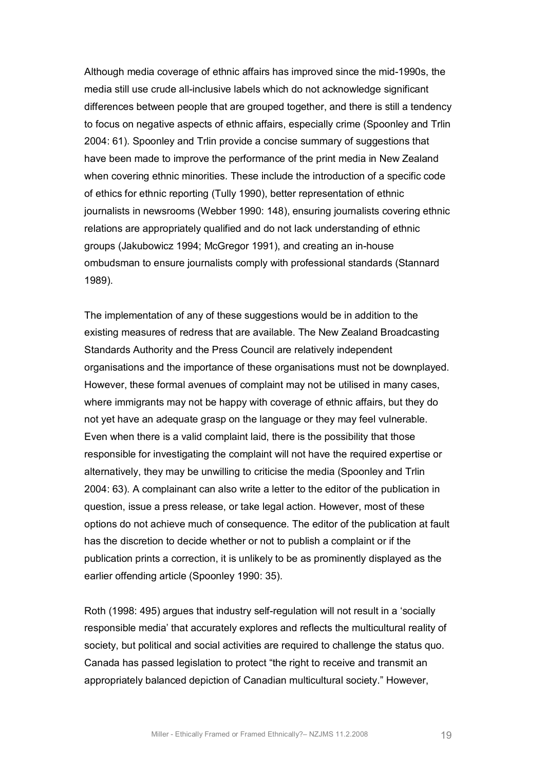Although media coverage of ethnic affairs has improved since the mid-1990s, the media still use crude all-inclusive labels which do not acknowledge significant differences between people that are grouped together, and there is still a tendency to focus on negative aspects of ethnic affairs, especially crime (Spoonley and Trlin 2004: 61). Spoonley and Trlin provide a concise summary of suggestions that have been made to improve the performance of the print media in New Zealand when covering ethnic minorities. These include the introduction of a specific code of ethics for ethnic reporting (Tully 1990), better representation of ethnic journalists in newsrooms (Webber 1990: 148), ensuring journalists covering ethnic relations are appropriately qualified and do not lack understanding of ethnic groups (Jakubowicz 1994; McGregor 1991), and creating an in-house ombudsman to ensure journalists comply with professional standards (Stannard 1989).

The implementation of any of these suggestions would be in addition to the existing measures of redress that are available. The New Zealand Broadcasting Standards Authority and the Press Council are relatively independent organisations and the importance of these organisations must not be downplayed. However, these formal avenues of complaint may not be utilised in many cases, where immigrants may not be happy with coverage of ethnic affairs, but they do not yet have an adequate grasp on the language or they may feel vulnerable. Even when there is a valid complaint laid, there is the possibility that those responsible for investigating the complaint will not have the required expertise or alternatively, they may be unwilling to criticise the media (Spoonley and Trlin 2004: 63). A complainant can also write a letter to the editor of the publication in question, issue a press release, or take legal action. However, most of these options do not achieve much of consequence. The editor of the publication at fault has the discretion to decide whether or not to publish a complaint or if the publication prints a correction, it is unlikely to be as prominently displayed as the earlier offending article (Spoonley 1990: 35).

Roth (1998: 495) argues that industry self-regulation will not result in a 'socially responsible media' that accurately explores and reflects the multicultural reality of society, but political and social activities are required to challenge the status quo. Canada has passed legislation to protect "the right to receive and transmit an appropriately balanced depiction of Canadian multicultural society." However,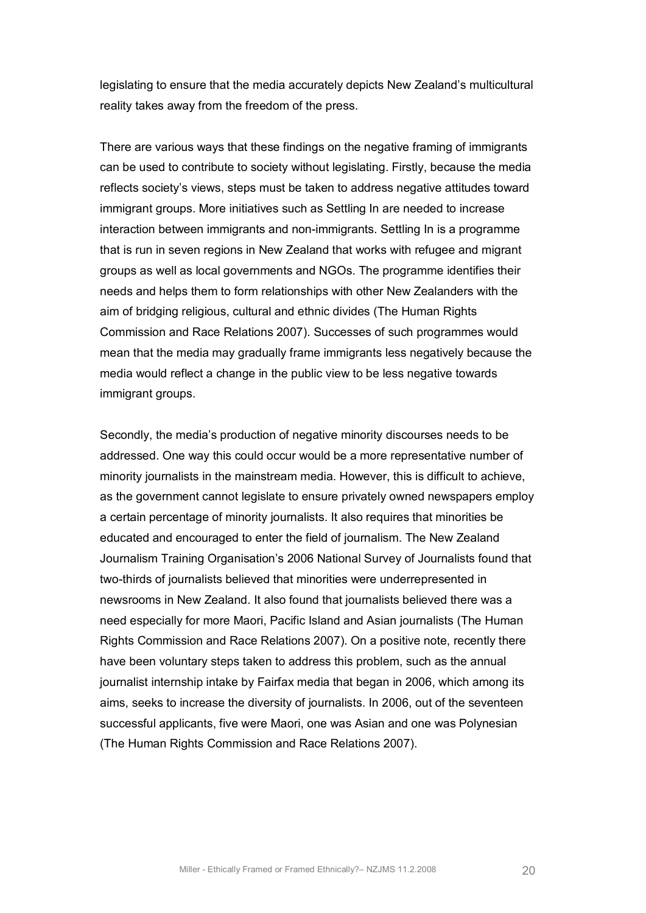legislating to ensure that the media accurately depicts New Zealand's multicultural reality takes away from the freedom of the press.

There are various ways that these findings on the negative framing of immigrants can be used to contribute to society without legislating. Firstly, because the media reflects society's views, steps must be taken to address negative attitudes toward immigrant groups. More initiatives such as Settling In are needed to increase interaction between immigrants and non-immigrants. Settling In is a programme that is run in seven regions in New Zealand that works with refugee and migrant groups as well as local governments and NGOs. The programme identifies their needs and helps them to form relationships with other New Zealanders with the aim of bridging religious, cultural and ethnic divides (The Human Rights Commission and Race Relations 2007). Successes of such programmes would mean that the media may gradually frame immigrants less negatively because the media would reflect a change in the public view to be less negative towards immigrant groups.

Secondly, the media's production of negative minority discourses needs to be addressed. One way this could occur would be a more representative number of minority journalists in the mainstream media. However, this is difficult to achieve, as the government cannot legislate to ensure privately owned newspapers employ a certain percentage of minority journalists. It also requires that minorities be educated and encouraged to enter the field of journalism. The New Zealand Journalism Training Organisation's 2006 National Survey of Journalists found that two-thirds of journalists believed that minorities were underrepresented in newsrooms in New Zealand. It also found that journalists believed there was a need especially for more Maori, Pacific Island and Asian journalists (The Human Rights Commission and Race Relations 2007). On a positive note, recently there have been voluntary steps taken to address this problem, such as the annual journalist internship intake by Fairfax media that began in 2006, which among its aims, seeks to increase the diversity of journalists. In 2006, out of the seventeen successful applicants, five were Maori, one was Asian and one was Polynesian (The Human Rights Commission and Race Relations 2007).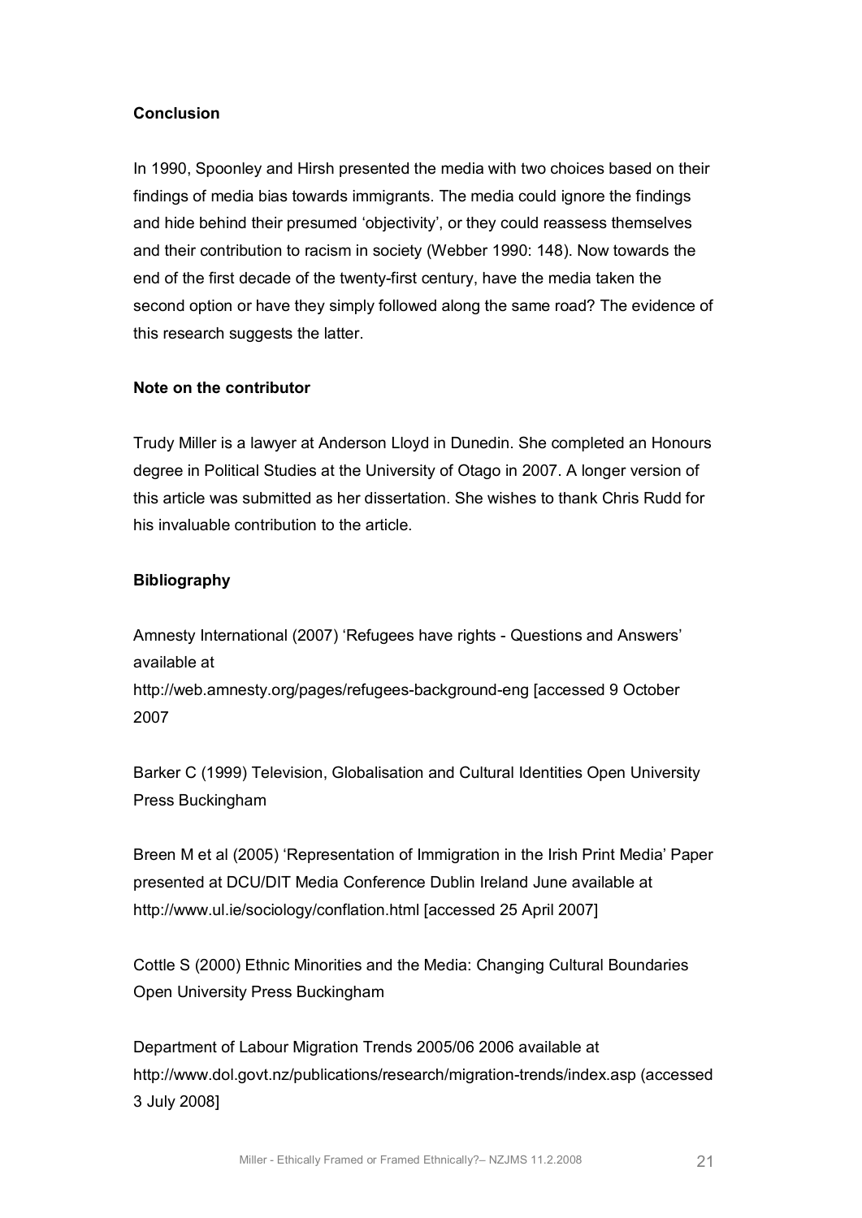## Conclusion

In 1990, Spoonley and Hirsh presented the media with two choices based on their findings of media bias towards immigrants. The media could ignore the findings and hide behind their presumed 'objectivity', or they could reassess themselves and their contribution to racism in society (Webber 1990: 148). Now towards the end of the first decade of the twenty-first century, have the media taken the second option or have they simply followed along the same road? The evidence of this research suggests the latter.

## Note on the contributor

Trudy Miller is a lawyer at Anderson Lloyd in Dunedin. She completed an Honours degree in Political Studies at the University of Otago in 2007. A longer version of this article was submitted as her dissertation. She wishes to thank Chris Rudd for his invaluable contribution to the article.

## Bibliography

Amnesty International (2007) 'Refugees have rights - Questions and Answers' available at http://web.amnesty.org/pages/refugees-background-eng [accessed 9 October 2007

Barker C (1999) Television, Globalisation and Cultural Identities Open University Press Buckingham

Breen M et al (2005) 'Representation of Immigration in the Irish Print Media' Paper presented at DCU/DIT Media Conference Dublin Ireland June available at http://www.ul.ie/sociology/conflation.html [accessed 25 April 2007]

Cottle S (2000) Ethnic Minorities and the Media: Changing Cultural Boundaries Open University Press Buckingham

Department of Labour Migration Trends 2005/06 2006 available at http://www.dol.govt.nz/publications/research/migration-trends/index.asp (accessed 3 July 2008]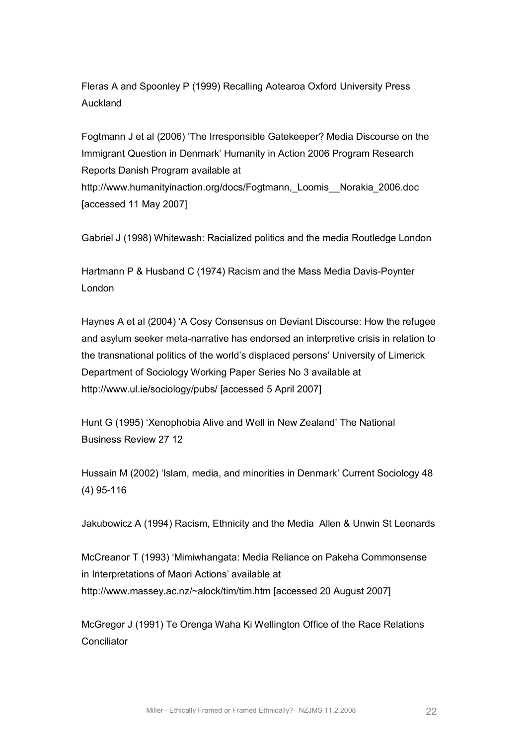Fleras A and Spoonley P (1999) Recalling Aotearoa Oxford University Press Auckland

Fogtmann J et al (2006) 'The Irresponsible Gatekeeper? Media Discourse on the Immigrant Question in Denmark' Humanity in Action 2006 Program Research Reports Danish Program available at http://www.humanityinaction.org/docs/Fogtmann,_Loomis__Norakia_2006.doc [accessed 11 May 2007]

Gabriel J (1998) Whitewash: Racialized politics and the media Routledge London

Hartmann P & Husband C (1974) Racism and the Mass Media Davis-Poynter London

Haynes A et al (2004) 'A Cosy Consensus on Deviant Discourse: How the refugee and asylum seeker meta-narrative has endorsed an interpretive crisis in relation to the transnational politics of the world's displaced persons' University of Limerick Department of Sociology Working Paper Series No 3 available at http://www.ul.ie/sociology/pubs/ [accessed 5 April 2007]

Hunt G (1995) 'Xenophobia Alive and Well in New Zealand' The National Business Review 27 12

Hussain M (2002) 'Islam, media, and minorities in Denmark' Current Sociology 48 (4) 95-116

Jakubowicz A (1994) Racism, Ethnicity and the Media Allen & Unwin St Leonards

McCreanor T (1993) 'Mimiwhangata: Media Reliance on Pakeha Commonsense in Interpretations of Maori Actions' available at http://www.massey.ac.nz/~alock/tim/tim.htm [accessed 20 August 2007]

McGregor J (1991) Te Orenga Waha Ki Wellington Office of the Race Relations Conciliator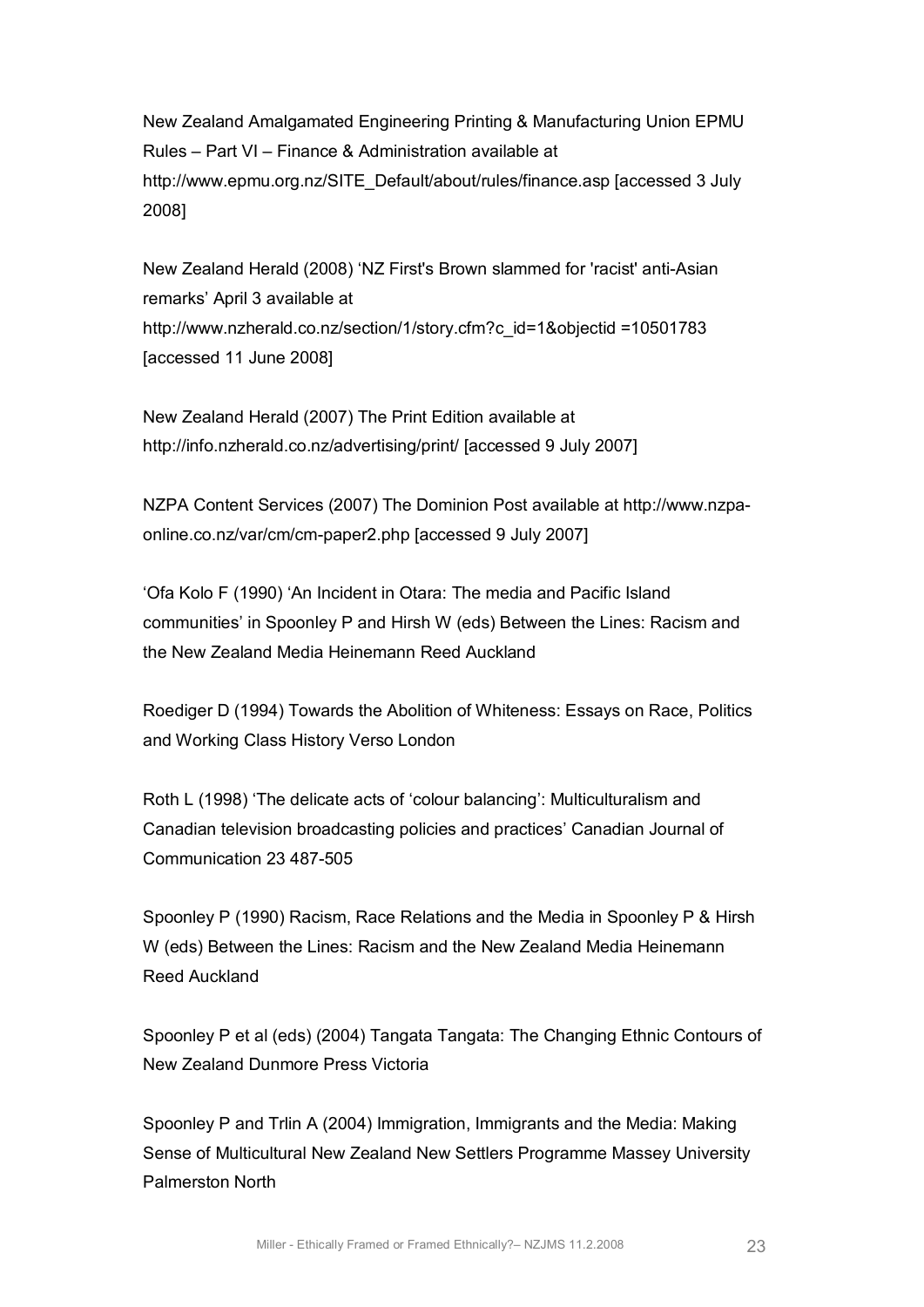New Zealand Amalgamated Engineering Printing & Manufacturing Union EPMU Rules – Part VI – Finance & Administration available at http://www.epmu.org.nz/SITE_Default/about/rules/finance.asp [accessed 3 July 2008]

New Zealand Herald (2008) 'NZ First's Brown slammed for 'racist' anti-Asian remarks' April 3 available at http://www.nzherald.co.nz/section/1/story.cfm?c_id=1&objectid =10501783 [accessed 11 June 2008]

New Zealand Herald (2007) The Print Edition available at http://info.nzherald.co.nz/advertising/print/ [accessed 9 July 2007]

NZPA Content Services (2007) The Dominion Post available at http://www.nzpa-online.co.nz/var/cm/cm-paper2.php [accessed 9 July 2007]

'Ofa Kolo F (1990) 'An Incident in Otara: The media and Pacific Island communities' in Spoonley P and Hirsh W (eds) Between the Lines: Racism and the New Zealand Media Heinemann Reed Auckland

Roediger D (1994) Towards the Abolition of Whiteness: Essays on Race, Politics and Working Class History Verso London

Roth L (1998) 'The delicate acts of 'colour balancing': Multiculturalism and Canadian television broadcasting policies and practices' Canadian Journal of Communication 23 487-505

Spoonley P (1990) Racism, Race Relations and the Media in Spoonley P & Hirsh W (eds) Between the Lines: Racism and the New Zealand Media Heinemann Reed Auckland

Spoonley P et al (eds) (2004) Tangata Tangata: The Changing Ethnic Contours of New Zealand Dunmore Press Victoria

Spoonley P and Trlin A (2004) Immigration, Immigrants and the Media: Making Sense of Multicultural New Zealand New Settlers Programme Massey University Palmerston North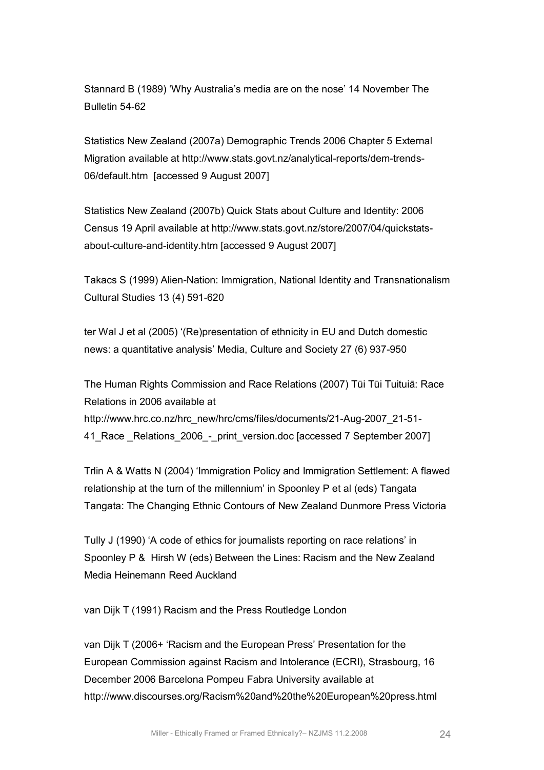Stannard B (1989) 'Why Australia's media are on the nose' 14 November The Bulletin 54-62

Statistics New Zealand (2007a) Demographic Trends 2006 Chapter 5 External Migration available at http://www.stats.govt.nz/analytical-reports/dem-trends-06/default.htm [accessed 9 August 2007]

Statistics New Zealand (2007b) Quick Stats about Culture and Identity: 2006 Census 19 April available at http://www.stats.govt.nz/store/2007/04/quickstats-about-culture-and-identity.htm [accessed 9 August 2007]

Takacs S (1999) Alien-Nation: Immigration, National Identity and Transnationalism Cultural Studies 13 (4) 591-620

ter Wal J et al (2005) '(Re)presentation of ethnicity in EU and Dutch domestic news: a quantitative analysis' Media, Culture and Society 27 (6) 937-950

The Human Rights Commission and Race Relations (2007) Tūi Tūi Tuituiā: Race Relations in 2006 available at http://www.hrc.co.nz/hrc_new/hrc/cms/files/documents/21-Aug-2007_21-51-41_Race _Relations_2006_-_print_version.doc [accessed 7 September 2007]

Trlin A & Watts N (2004) 'Immigration Policy and Immigration Settlement: A flawed relationship at the turn of the millennium' in Spoonley P et al (eds) Tangata Tangata: The Changing Ethnic Contours of New Zealand Dunmore Press Victoria

Tully J (1990) 'A code of ethics for journalists reporting on race relations' in Spoonley P & Hirsh W (eds) Between the Lines: Racism and the New Zealand Media Heinemann Reed Auckland

van Dijk T (1991) Racism and the Press Routledge London

van Dijk T (2006+ 'Racism and the European Press' Presentation for the European Commission against Racism and Intolerance (ECRI), Strasbourg, 16 December 2006 Barcelona Pompeu Fabra University available at http://www.discourses.org/Racism%20and%20the%20European%20press.html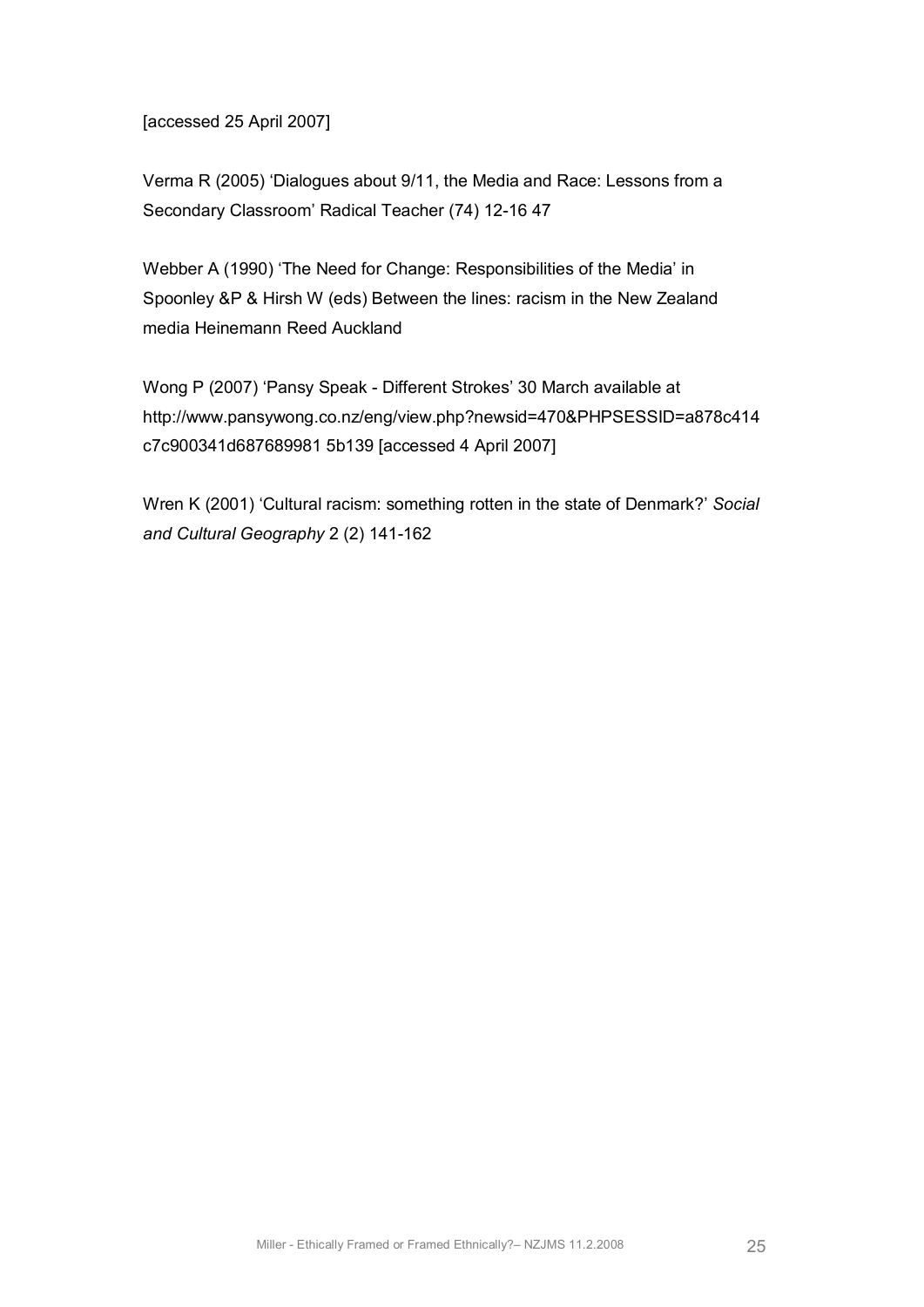[accessed 25 April 2007]

Verma R (2005) 'Dialogues about 9/11, the Media and Race: Lessons from a Secondary Classroom' Radical Teacher (74) 12-16 47

Webber A (1990) 'The Need for Change: Responsibilities of the Media' in Spoonley &P & Hirsh W (eds) Between the lines: racism in the New Zealand media Heinemann Reed Auckland

Wong P (2007) 'Pansy Speak - Different Strokes' 30 March available at http://www.pansywong.co.nz/eng/view.php?newsid=470&PHPSESSID=a878c414c7c900341d687689981 5b139 [accessed 4 April 2007]

Wren K (2001) 'Cultural racism: something rotten in the state of Denmark?' *Social and Cultural Geography* 2 (2) 141-162